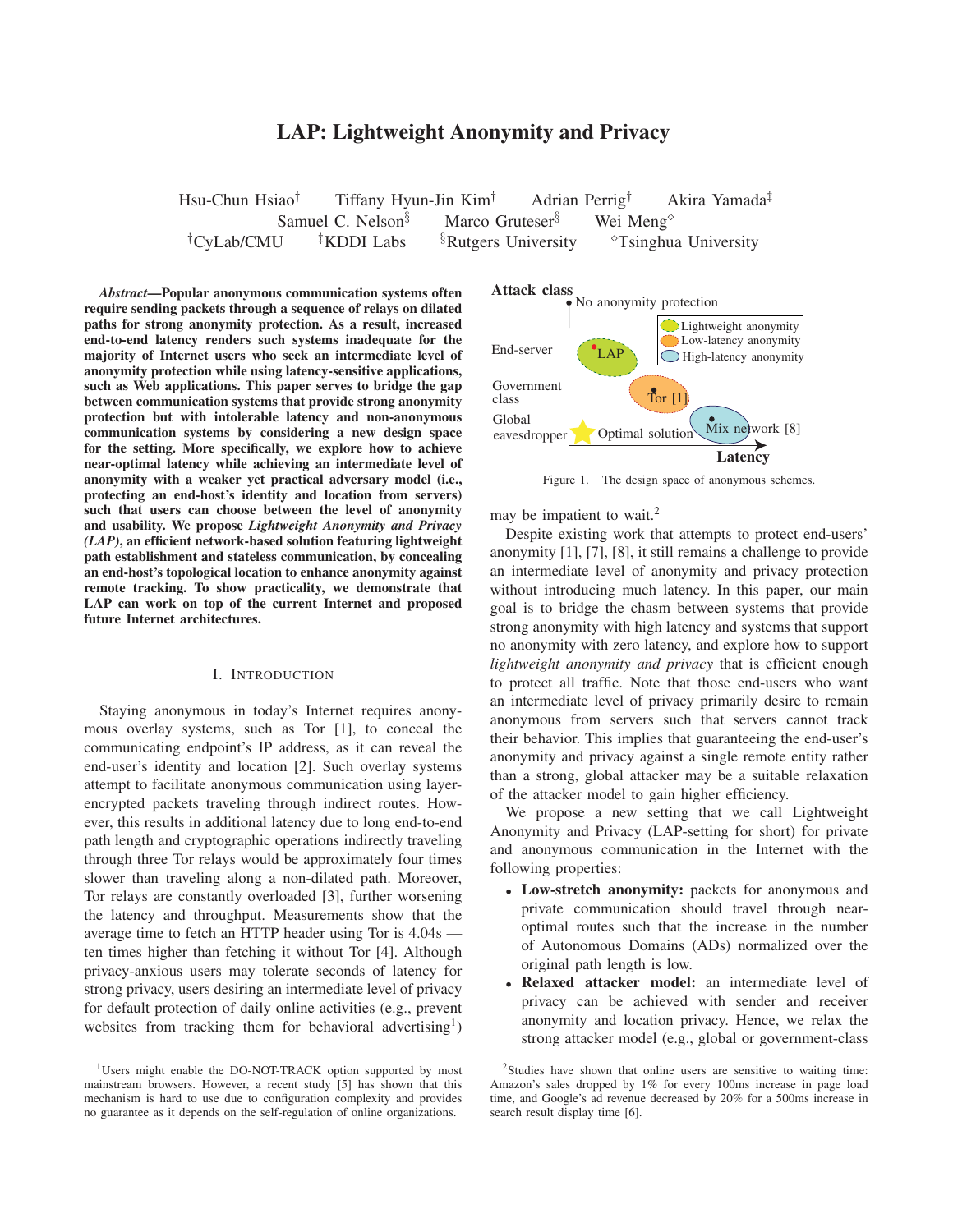# LAP: Lightweight Anonymity and Privacy

Hsu-Chun Hsiao[†] Tiffany Hyun-Jin Kim[†] Adrian Perrig[†] Akira Yamada[‡]
Samuel C. Nelson[§] Marco Gruteser[§] Wei Meng[◇]
[†]CyLab/CMU [‡]KDDI Labs [§]Rutgers University [◇]Tsinghua University

***Abstract*—Popular anonymous communication systems often require sending packets through a sequence of relays on dilated paths for strong anonymity protection. As a result, increased end-to-end latency renders such systems inadequate for the majority of Internet users who seek an intermediate level of anonymity protection while using latency-sensitive applications, such as Web applications. This paper serves to bridge the gap between communication systems that provide strong anonymity protection but with intolerable latency and non-anonymous communication systems by considering a new design space for the setting. More specifically, we explore how to achieve near-optimal latency while achieving an intermediate level of anonymity with a weaker yet practical adversary model (i.e., protecting an end-host's identity and location from servers) such that users can choose between the level of anonymity and usability. We propose *Lightweight Anonymity and Privacy (LAP)*, an efficient network-based solution featuring lightweight path establishment and stateless communication, by concealing an end-host's topological location to enhance anonymity against remote tracking. To show practicality, we demonstrate that LAP can work on top of the current Internet and proposed future Internet architectures.**

## I. Introduction

Staying anonymous in today's Internet requires anonymous overlay systems, such as Tor [1], to conceal the communicating endpoint's IP address, as it can reveal the end-user's identity and location [2]. Such overlay systems attempt to facilitate anonymous communication using layer-encrypted packets traveling through indirect routes. However, this results in additional latency due to long end-to-end path length and cryptographic operations indirectly traveling through three Tor relays would be approximately four times slower than traveling along a non-dilated path. Moreover, Tor relays are constantly overloaded [3], further worsening the latency and throughput. Measurements show that the average time to fetch an HTTP header using Tor is 4.04s — ten times higher than fetching it without Tor [4]. Although privacy-anxious users may tolerate seconds of latency for strong privacy, users desiring an intermediate level of privacy for default protection of daily online activities (e.g., prevent websites from tracking them for behavioral advertising[1]) may be impatient to wait.[2]

Figure 1. The design space of anonymous schemes.

Despite existing work that attempts to protect end-users' anonymity [1], [7], [8], it still remains a challenge to provide an intermediate level of anonymity and privacy protection without introducing much latency. In this paper, our main goal is to bridge the chasm between systems that provide strong anonymity with high latency and systems that support no anonymity with zero latency, and explore how to support *lightweight anonymity and privacy* that is efficient enough to protect all traffic. Note that those end-users who want an intermediate level of privacy primarily desire to remain anonymous from servers such that servers cannot track their behavior. This implies that guaranteeing the end-user's anonymity and privacy against a single remote entity rather than a strong, global attacker may be a suitable relaxation of the attacker model to gain higher efficiency.

We propose a new setting that we call Lightweight Anonymity and Privacy (LAP-setting for short) for private and anonymous communication in the Internet with the following properties:

- **Low-stretch anonymity:** packets for anonymous and private communication should travel through near-optimal routes such that the increase in the number of Autonomous Domains (ADs) normalized over the original path length is low.
- **Relaxed attacker model:** an intermediate level of privacy can be achieved with sender and receiver anonymity and location privacy. Hence, we relax the strong attacker model (e.g., global or government-class

[1]Users might enable the DO-NOT-TRACK option supported by most mainstream browsers. However, a recent study [5] has shown that this mechanism is hard to use due to configuration complexity and provides no guarantee as it depends on the self-regulation of online organizations.

[2]Studies have shown that online users are sensitive to waiting time: Amazon's sales dropped by 1% for every 100ms increase in page load time, and Google's ad revenue decreased by 20% for a 500ms increase in search result display time [6].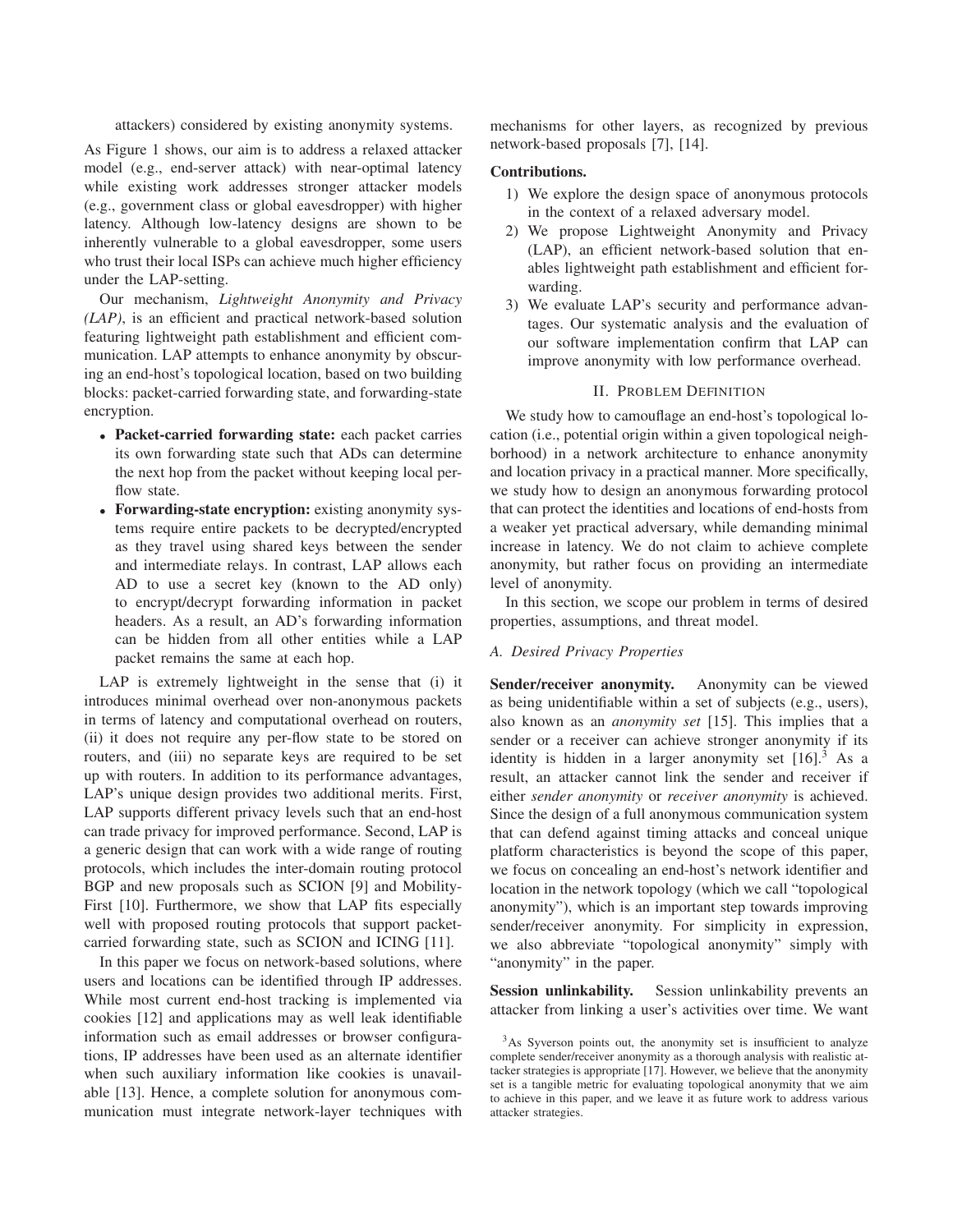attackers) considered by existing anonymity systems.

As Figure 1 shows, our aim is to address a relaxed attacker model (e.g., end-server attack) with near-optimal latency while existing work addresses stronger attacker models (e.g., government class or global eavesdropper) with higher latency. Although low-latency designs are shown to be inherently vulnerable to a global eavesdropper, some users who trust their local ISPs can achieve much higher efficiency under the LAP-setting.

Our mechanism, *Lightweight Anonymity and Privacy (LAP)*, is an efficient and practical network-based solution featuring lightweight path establishment and efficient communication. LAP attempts to enhance anonymity by obscuring an end-host's topological location, based on two building blocks: packet-carried forwarding state, and forwarding-state encryption.

- **Packet-carried forwarding state:** each packet carries its own forwarding state such that ADs can determine the next hop from the packet without keeping local per-flow state.
- **Forwarding-state encryption:** existing anonymity systems require entire packets to be decrypted/encrypted as they travel using shared keys between the sender and intermediate relays. In contrast, LAP allows each AD to use a secret key (known to the AD only) to encrypt/decrypt forwarding information in packet headers. As a result, an AD's forwarding information can be hidden from all other entities while a LAP packet remains the same at each hop.

LAP is extremely lightweight in the sense that (i) it introduces minimal overhead over non-anonymous packets in terms of latency and computational overhead on routers, (ii) it does not require any per-flow state to be stored on routers, and (iii) no separate keys are required to be set up with routers. In addition to its performance advantages, LAP's unique design provides two additional merits. First, LAP supports different privacy levels such that an end-host can trade privacy for improved performance. Second, LAP is a generic design that can work with a wide range of routing protocols, which includes the inter-domain routing protocol BGP and new proposals such as SCION [9] and Mobility-First [10]. Furthermore, we show that LAP fits especially well with proposed routing protocols that support packet-carried forwarding state, such as SCION and ICING [11].

In this paper we focus on network-based solutions, where users and locations can be identified through IP addresses. While most current end-host tracking is implemented via cookies [12] and applications may as well leak identifiable information such as email addresses or browser configurations, IP addresses have been used as an alternate identifier when such auxiliary information like cookies is unavailable [13]. Hence, a complete solution for anonymous communication must integrate network-layer techniques with mechanisms for other layers, as recognized by previous network-based proposals [7], [14].

**Contributions.**

1) We explore the design space of anonymous protocols in the context of a relaxed adversary model.
2) We propose Lightweight Anonymity and Privacy (LAP), an efficient network-based solution that enables lightweight path establishment and efficient forwarding.
3) We evaluate LAP's security and performance advantages. Our systematic analysis and the evaluation of our software implementation confirm that LAP can improve anonymity with low performance overhead.

## II. Problem Definition

We study how to camouflage an end-host's topological location (i.e., potential origin within a given topological neighborhood) in a network architecture to enhance anonymity and location privacy in a practical manner. More specifically, we study how to design an anonymous forwarding protocol that can protect the identities and locations of end-hosts from a weaker yet practical adversary, while demanding minimal increase in latency. We do not claim to achieve complete anonymity, but rather focus on providing an intermediate level of anonymity.

In this section, we scope our problem in terms of desired properties, assumptions, and threat model.

### A. Desired Privacy Properties

**Sender/receiver anonymity.** Anonymity can be viewed as being unidentifiable within a set of subjects (e.g., users), also known as an *anonymity set* [15]. This implies that a sender or a receiver can achieve stronger anonymity if its identity is hidden in a larger anonymity set [16].[3] As a result, an attacker cannot link the sender and receiver if either *sender anonymity* or *receiver anonymity* is achieved. Since the design of a full anonymous communication system that can defend against timing attacks and conceal unique platform characteristics is beyond the scope of this paper, we focus on concealing an end-host's network identifier and location in the network topology (which we call "topological anonymity"), which is an important step towards improving sender/receiver anonymity. For simplicity in expression, we also abbreviate "topological anonymity" simply with "anonymity" in the paper.

**Session unlinkability.** Session unlinkability prevents an attacker from linking a user's activities over time. We want

[3]As Syverson points out, the anonymity set is insufficient to analyze complete sender/receiver anonymity as a thorough analysis with realistic attacker strategies is appropriate [17]. However, we believe that the anonymity set is a tangible metric for evaluating topological anonymity that we aim to achieve in this paper, and we leave it as future work to address various attacker strategies.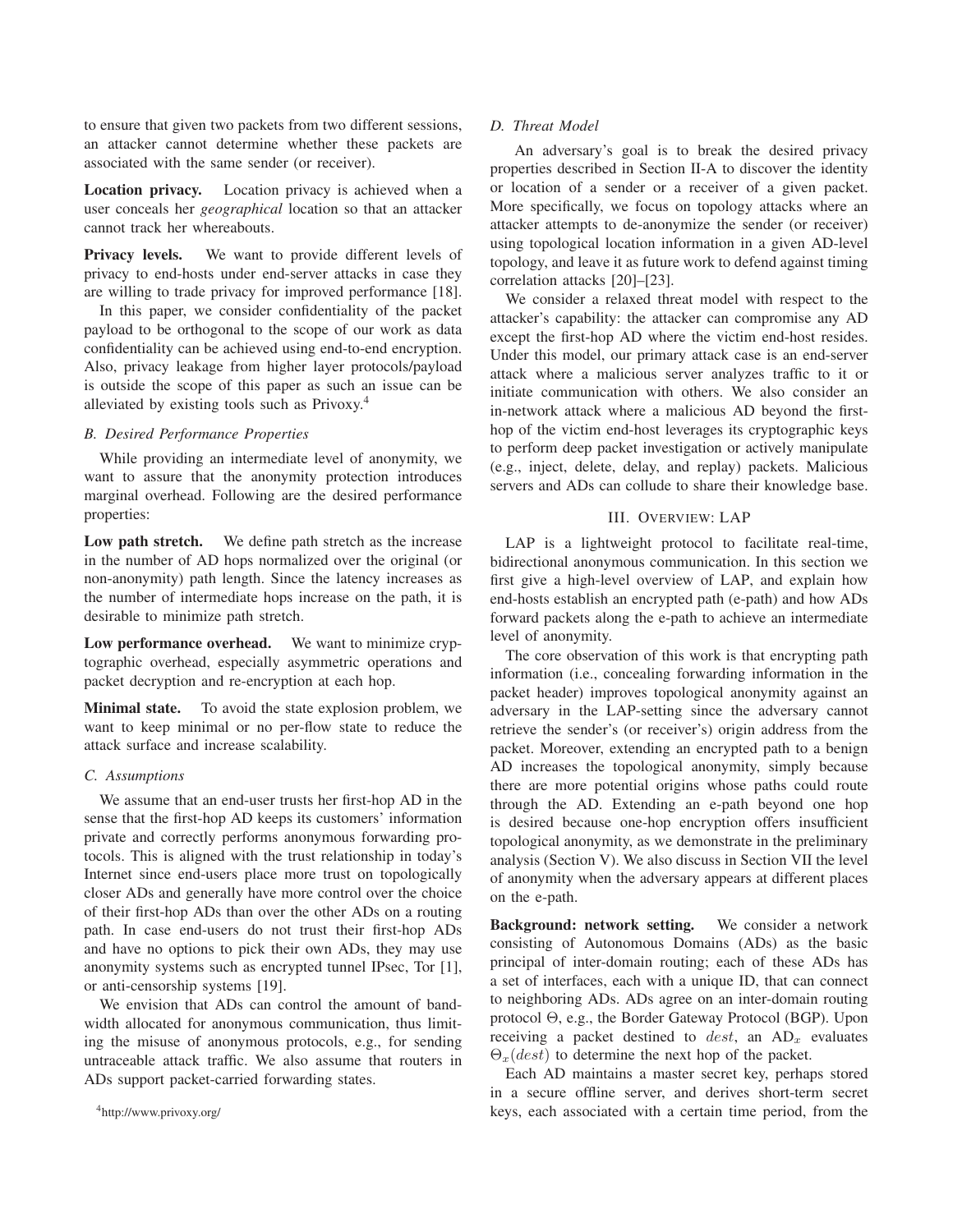to ensure that given two packets from two different sessions, an attacker cannot determine whether these packets are associated with the same sender (or receiver).

**Location privacy.** Location privacy is achieved when a user conceals her *geographical* location so that an attacker cannot track her whereabouts.

**Privacy levels.** We want to provide different levels of privacy to end-hosts under end-server attacks in case they are willing to trade privacy for improved performance [18].

In this paper, we consider confidentiality of the packet payload to be orthogonal to the scope of our work as data confidentiality can be achieved using end-to-end encryption. Also, privacy leakage from higher layer protocols/payload is outside the scope of this paper as such an issue can be alleviated by existing tools such as Privoxy.[4]

### B. Desired Performance Properties

While providing an intermediate level of anonymity, we want to assure that the anonymity protection introduces marginal overhead. Following are the desired performance properties:

**Low path stretch.** We define path stretch as the increase in the number of AD hops normalized over the original (or non-anonymity) path length. Since the latency increases as the number of intermediate hops increase on the path, it is desirable to minimize path stretch.

**Low performance overhead.** We want to minimize cryptographic overhead, especially asymmetric operations and packet decryption and re-encryption at each hop.

**Minimal state.** To avoid the state explosion problem, we want to keep minimal or no per-flow state to reduce the attack surface and increase scalability.

### C. Assumptions

We assume that an end-user trusts her first-hop AD in the sense that the first-hop AD keeps its customers' information private and correctly performs anonymous forwarding protocols. This is aligned with the trust relationship in today's Internet since end-users place more trust on topologically closer ADs and generally have more control over the choice of their first-hop ADs than over the other ADs on a routing path. In case end-users do not trust their first-hop ADs and have no options to pick their own ADs, they may use anonymity systems such as encrypted tunnel IPsec, Tor [1], or anti-censorship systems [19].

We envision that ADs can control the amount of bandwidth allocated for anonymous communication, thus limiting the misuse of anonymous protocols, e.g., for sending untraceable attack traffic. We also assume that routers in ADs support packet-carried forwarding states.

[4] http://www.privoxy.org/

### D. Threat Model

An adversary's goal is to break the desired privacy properties described in Section II-A to discover the identity or location of a sender or a receiver of a given packet. More specifically, we focus on topology attacks where an attacker attempts to de-anonymize the sender (or receiver) using topological location information in a given AD-level topology, and leave it as future work to defend against timing correlation attacks [20]–[23].

We consider a relaxed threat model with respect to the attacker's capability: the attacker can compromise any AD except the first-hop AD where the victim end-host resides. Under this model, our primary attack case is an end-server attack where a malicious server analyzes traffic to it or initiate communication with others. We also consider an in-network attack where a malicious AD beyond the first-hop of the victim end-host leverages its cryptographic keys to perform deep packet investigation or actively manipulate (e.g., inject, delete, delay, and replay) packets. Malicious servers and ADs can collude to share their knowledge base.

## III. Overview: LAP

LAP is a lightweight protocol to facilitate real-time, bidirectional anonymous communication. In this section we first give a high-level overview of LAP, and explain how end-hosts establish an encrypted path (e-path) and how ADs forward packets along the e-path to achieve an intermediate level of anonymity.

The core observation of this work is that encrypting path information (i.e., concealing forwarding information in the packet header) improves topological anonymity against an adversary in the LAP-setting since the adversary cannot retrieve the sender's (or receiver's) origin address from the packet. Moreover, extending an encrypted path to a benign AD increases the topological anonymity, simply because there are more potential origins whose paths could route through the AD. Extending an e-path beyond one hop is desired because one-hop encryption offers insufficient topological anonymity, as we demonstrate in the preliminary analysis (Section V). We also discuss in Section VII the level of anonymity when the adversary appears at different places on the e-path.

**Background: network setting.** We consider a network consisting of Autonomous Domains (ADs) as the basic principal of inter-domain routing; each of these ADs has a set of interfaces, each with a unique ID, that can connect to neighboring ADs. ADs agree on an inter-domain routing protocol $\Theta$, e.g., the Border Gateway Protocol (BGP). Upon receiving a packet destined to $dest$, an $\text{AD}_x$ evaluates $\Theta_x(dest)$ to determine the next hop of the packet.

Each AD maintains a master secret key, perhaps stored in a secure offline server, and derives short-term secret keys, each associated with a certain time period, from the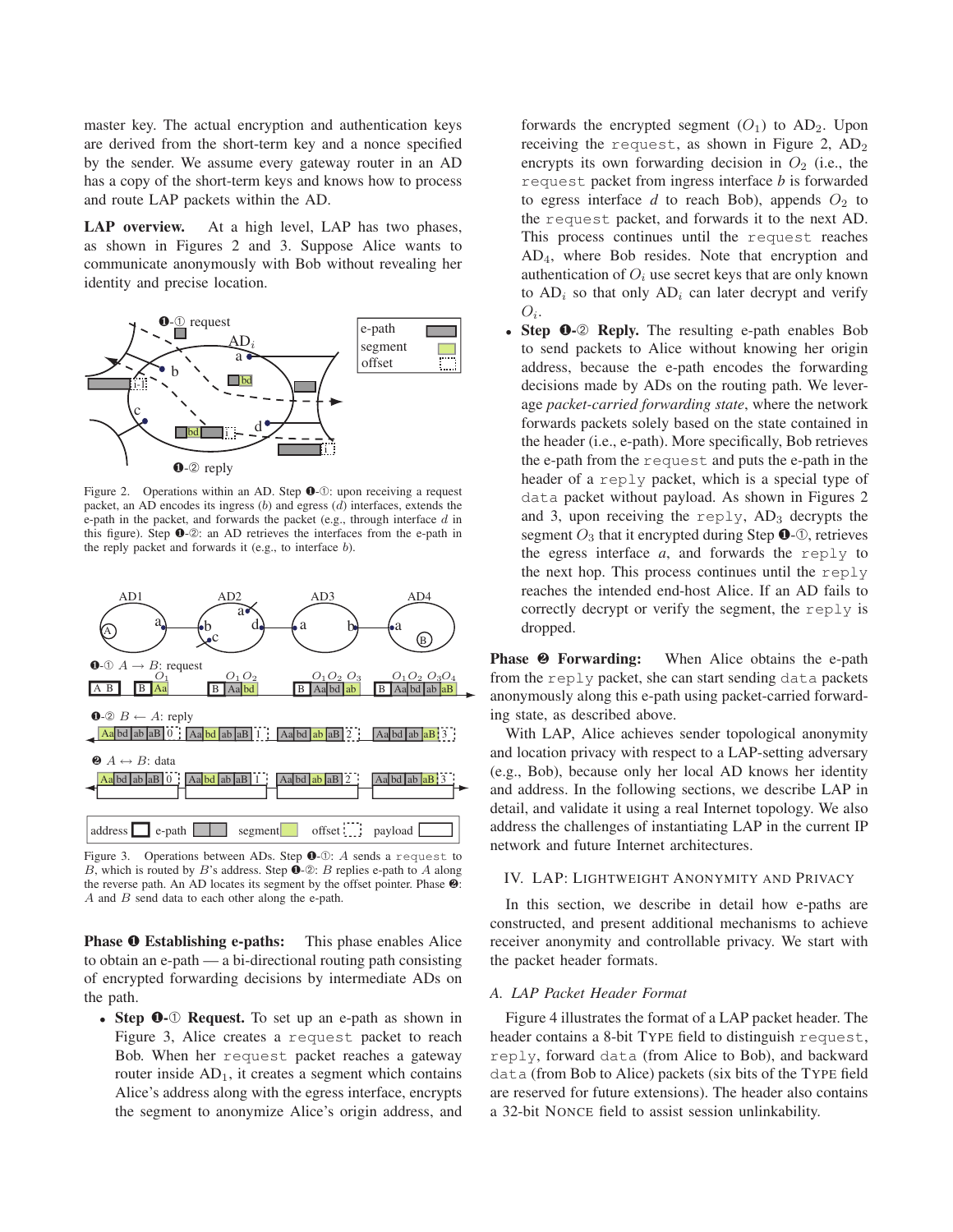master key. The actual encryption and authentication keys are derived from the short-term key and a nonce specified by the sender. We assume every gateway router in an AD has a copy of the short-term keys and knows how to process and route LAP packets within the AD.

**LAP overview.** At a high level, LAP has two phases, as shown in Figures 2 and 3. Suppose Alice wants to communicate anonymously with Bob without revealing her identity and precise location.

Figure 2. Operations within an AD. Step ❶-①: upon receiving a request packet, an AD encodes its ingress ($b$) and egress ($d$) interfaces, extends the e-path in the packet, and forwards the packet (e.g., through interface $d$ in this figure). Step ❶-②: an AD retrieves the interfaces from the e-path in the reply packet and forwards it (e.g., to interface $b$).

Figure 3. Operations between ADs. Step ❶-①: $A$ sends a `request` to $B$, which is routed by $B$'s address. Step ❶-②: $B$ replies e-path to $A$ along the reverse path. An AD locates its segment by the offset pointer. Phase ❷: $A$ and $B$ send data to each other along the e-path.

**Phase ❶ Establishing e-paths:** This phase enables Alice to obtain an e-path — a bi-directional routing path consisting of encrypted forwarding decisions by intermediate ADs on the path.

- **Step ❶-① Request.** To set up an e-path as shown in Figure 3, Alice creates a `request` packet to reach Bob. When her `request` packet reaches a gateway router inside $AD_1$, it creates a segment which contains Alice's address along with the egress interface, encrypts the segment to anonymize Alice's origin address, and forwards the encrypted segment ($O_1$) to $AD_2$. Upon receiving the `request`, as shown in Figure 2, $AD_2$ encrypts its own forwarding decision in $O_2$ (i.e., the `request` packet from ingress interface $b$ is forwarded to egress interface $d$ to reach Bob), appends $O_2$ to the `request` packet, and forwards it to the next AD. This process continues until the `request` reaches $AD_4$, where Bob resides. Note that encryption and authentication of $O_i$ use secret keys that are only known to $AD_i$ so that only $AD_i$ can later decrypt and verify $O_i$.
- **Step ❶-② Reply.** The resulting e-path enables Bob to send packets to Alice without knowing her origin address, because the e-path encodes the forwarding decisions made by ADs on the routing path. We leverage *packet-carried forwarding state*, where the network forwards packets solely based on the state contained in the header (i.e., e-path). More specifically, Bob retrieves the e-path from the `request` and puts the e-path in the header of a `reply` packet, which is a special type of `data` packet without payload. As shown in Figures 2 and 3, upon receiving the `reply`, $AD_3$ decrypts the segment $O_3$ that it encrypted during Step ❶-①, retrieves the egress interface $a$, and forwards the `reply` to the next hop. This process continues until the `reply` reaches the intended end-host Alice. If an AD fails to correctly decrypt or verify the segment, the `reply` is dropped.

**Phase ❷ Forwarding:** When Alice obtains the e-path from the `reply` packet, she can start sending `data` packets anonymously along this e-path using packet-carried forwarding state, as described above.

With LAP, Alice achieves sender topological anonymity and location privacy with respect to a LAP-setting adversary (e.g., Bob), because only her local AD knows her identity and address. In the following sections, we describe LAP in detail, and validate it using a real Internet topology. We also address the challenges of instantiating LAP in the current IP network and future Internet architectures.

## IV. LAP: Lightweight Anonymity and Privacy

In this section, we describe in detail how e-paths are constructed, and present additional mechanisms to achieve receiver anonymity and controllable privacy. We start with the packet header formats.

### A. LAP Packet Header Format

Figure 4 illustrates the format of a LAP packet header. The header contains a 8-bit TYPE field to distinguish `request`, `reply`, forward `data` (from Alice to Bob), and backward `data` (from Bob to Alice) packets (six bits of the TYPE field are reserved for future extensions). The header also contains a 32-bit NONCE field to assist session unlinkability.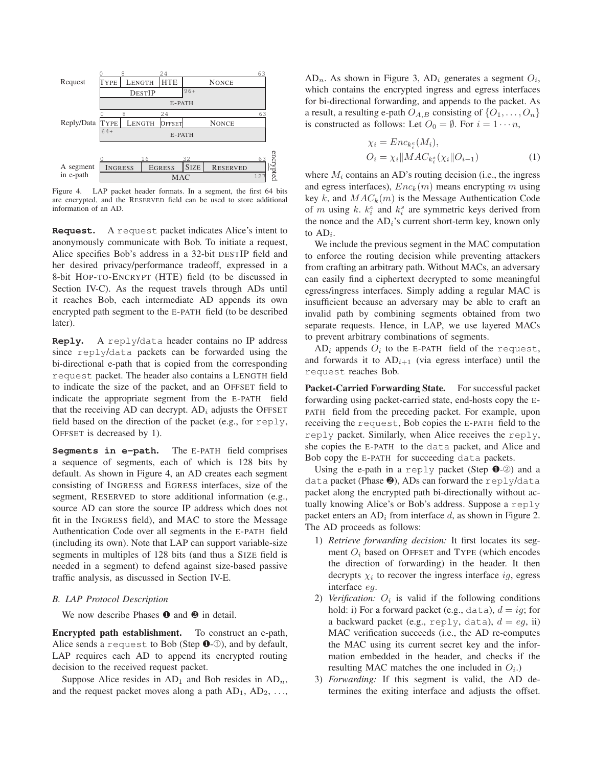| | 0 | 8 | 24 | | 63 |
|---|---|---|---|---|---|
| Request | TYPE | LENGTH | HTE | NONCE | |
| | DESTIP | | | 96+ | |
| | E-PATH | | | | |
| Reply/Data | TYPE | LENGTH | OFFSET | NONCE | |
| | 64+ E-PATH | | | | |

| | 0 | 16 | 32 | | 63 |
|---|---|---|---|---|---|
| A segment in e-path | INGRESS | EGRESS | SIZE | RESERVED | } encrypted |
| | MAC | | | | 127 |

Figure 4. LAP packet header formats. In a segment, the first 64 bits are encrypted, and the RESERVED field can be used to store additional information of an AD.

**Request.** A request packet indicates Alice's intent to anonymously communicate with Bob. To initiate a request, Alice specifies Bob's address in a 32-bit DESTIP field and her desired privacy/performance tradeoff, expressed in a 8-bit HOP-TO-ENCRYPT (HTE) field (to be discussed in Section IV-C). As the request travels through ADs until it reaches Bob, each intermediate AD appends its own encrypted path segment to the E-PATH field (to be described later).

**Reply.** A reply/data header contains no IP address since reply/data packets can be forwarded using the bi-directional e-path that is copied from the corresponding request packet. The header also contains a LENGTH field to indicate the size of the packet, and an OFFSET field to indicate the appropriate segment from the E-PATH field that the receiving AD can decrypt. $AD_i$ adjusts the OFFSET field based on the direction of the packet (e.g., for reply, OFFSET is decreased by 1).

**Segments in e-path.** The E-PATH field comprises a sequence of segments, each of which is 128 bits by default. As shown in Figure 4, an AD creates each segment consisting of INGRESS and EGRESS interfaces, size of the segment, RESERVED to store additional information (e.g., source AD can store the source IP address which does not fit in the INGRESS field), and MAC to store the Message Authentication Code over all segments in the E-PATH field (including its own). Note that LAP can support variable-size segments in multiples of 128 bits (and thus a SIZE field is needed in a segment) to defend against size-based passive traffic analysis, as discussed in Section IV-E.

### B. LAP Protocol Description

We now describe Phases ❶ and ❷ in detail.

**Encrypted path establishment.** To construct an e-path, Alice sends a request to Bob (Step ❶-①), and by default, LAP requires each AD to append its encrypted routing decision to the received request packet.

Suppose Alice resides in $AD_1$ and Bob resides in $AD_n$, and the request packet moves along a path $AD_1$, $AD_2$, ..., $AD_n$. As shown in Figure 3, $AD_i$ generates a segment $O_i$, which contains the encrypted ingress and egress interfaces for bi-directional forwarding, and appends to the packet. As a result, a resulting e-path $O_{A,B}$ consisting of $\{O_1, \ldots, O_n\}$ is constructed as follows: Let $O_0 = \emptyset$. For $i = 1 \cdots n$,

$$\chi_i = Enc_{k_i^e}(M_i),$$
$$O_i = \chi_i \| MAC_{k_i^s}(\chi_i \| O_{i-1}) \quad (1)$$

where $M_i$ contains an AD's routing decision (i.e., the ingress and egress interfaces), $Enc_k(m)$ means encrypting $m$ using key $k$, and $MAC_k(m)$ is the Message Authentication Code of $m$ using $k$. $k_i^e$ and $k_i^s$ are symmetric keys derived from the nonce and the $AD_i$'s current short-term key, known only to $AD_i$.

We include the previous segment in the MAC computation to enforce the routing decision while preventing attackers from crafting an arbitrary path. Without MACs, an adversary can easily find a ciphertext decrypted to some meaningful egress/ingress interfaces. Simply adding a regular MAC is insufficient because an adversary may be able to craft an invalid path by combining segments obtained from two separate requests. Hence, in LAP, we use layered MACs to prevent arbitrary combinations of segments.

$AD_i$ appends $O_i$ to the E-PATH field of the request, and forwards it to $AD_{i+1}$ (via egress interface) until the request reaches Bob.

**Packet-Carried Forwarding State.** For successful packet forwarding using packet-carried state, end-hosts copy the E-PATH field from the preceding packet. For example, upon receiving the request, Bob copies the E-PATH field to the reply packet. Similarly, when Alice receives the reply, she copies the E-PATH to the data packet, and Alice and Bob copy the E-PATH for succeeding data packets.

Using the e-path in a reply packet (Step ❶-②) and a data packet (Phase ❷), ADs can forward the reply/data packet along the encrypted path bi-directionally without actually knowing Alice's or Bob's address. Suppose a reply packet enters an $AD_i$ from interface $d$, as shown in Figure 2. The AD proceeds as follows:

1) *Retrieve forwarding decision:* It first locates its segment $O_i$ based on OFFSET and TYPE (which encodes the direction of forwarding) in the header. It then decrypts $\chi_i$ to recover the ingress interface $ig$, egress interface $eg$.
2) *Verification:* $O_i$ is valid if the following conditions hold: i) For a forward packet (e.g., data), $d = ig$; for a backward packet (e.g., reply, data), $d = eg$, ii) MAC verification succeeds (i.e., the AD re-computes the MAC using its current secret key and the information embedded in the header, and checks if the resulting MAC matches the one included in $O_i$.)
3) *Forwarding:* If this segment is valid, the AD determines the exiting interface and adjusts the offset.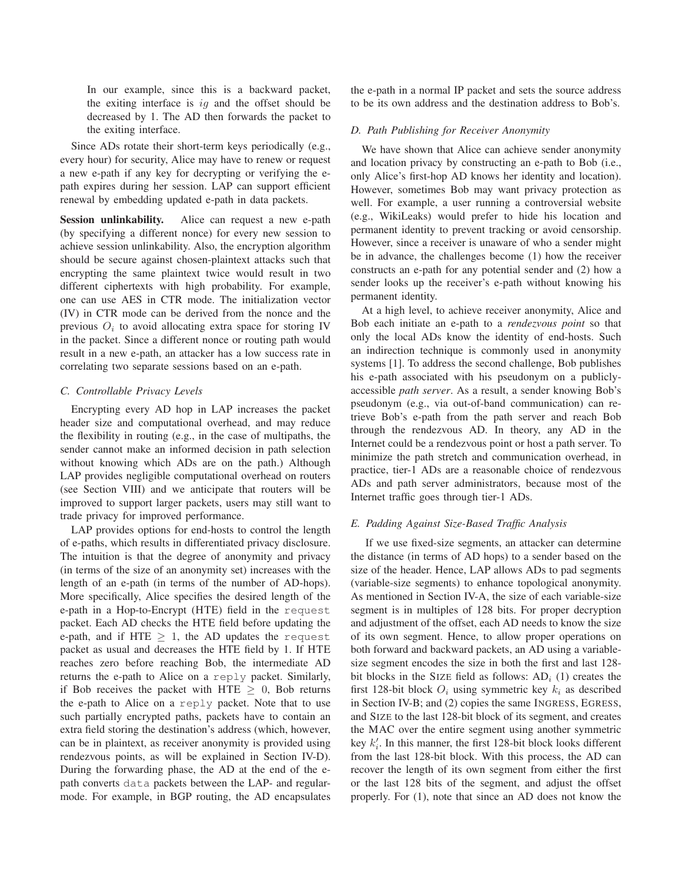In our example, since this is a backward packet, the exiting interface is $ig$ and the offset should be decreased by 1. The AD then forwards the packet to the exiting interface.

Since ADs rotate their short-term keys periodically (e.g., every hour) for security, Alice may have to renew or request a new e-path if any key for decrypting or verifying the e-path expires during her session. LAP can support efficient renewal by embedding updated e-path in data packets.

**Session unlinkability.** Alice can request a new e-path (by specifying a different nonce) for every new session to achieve session unlinkability. Also, the encryption algorithm should be secure against chosen-plaintext attacks such that encrypting the same plaintext twice would result in two different ciphertexts with high probability. For example, one can use AES in CTR mode. The initialization vector (IV) in CTR mode can be derived from the nonce and the previous $O_i$ to avoid allocating extra space for storing IV in the packet. Since a different nonce or routing path would result in a new e-path, an attacker has a low success rate in correlating two separate sessions based on an e-path.

### C. Controllable Privacy Levels

Encrypting every AD hop in LAP increases the packet header size and computational overhead, and may reduce the flexibility in routing (e.g., in the case of multipaths, the sender cannot make an informed decision in path selection without knowing which ADs are on the path.) Although LAP provides negligible computational overhead on routers (see Section VIII) and we anticipate that routers will be improved to support larger packets, users may still want to trade privacy for improved performance.

LAP provides options for end-hosts to control the length of e-paths, which results in differentiated privacy disclosure. The intuition is that the degree of anonymity and privacy (in terms of the size of an anonymity set) increases with the length of an e-path (in terms of the number of AD-hops). More specifically, Alice specifies the desired length of the e-path in a Hop-to-Encrypt (HTE) field in the `request` packet. Each AD checks the HTE field before updating the e-path, and if HTE $\geq 1$, the AD updates the `request` packet as usual and decreases the HTE field by 1. If HTE reaches zero before reaching Bob, the intermediate AD returns the e-path to Alice on a `reply` packet. Similarly, if Bob receives the packet with HTE $\geq 0$, Bob returns the e-path to Alice on a `reply` packet. Note that to use such partially encrypted paths, packets have to contain an extra field storing the destination's address (which, however, can be in plaintext, as receiver anonymity is provided using rendezvous points, as will be explained in Section IV-D). During the forwarding phase, the AD at the end of the e-path converts `data` packets between the LAP- and regular-mode. For example, in BGP routing, the AD encapsulates the e-path in a normal IP packet and sets the source address to be its own address and the destination address to Bob's.

### D. Path Publishing for Receiver Anonymity

We have shown that Alice can achieve sender anonymity and location privacy by constructing an e-path to Bob (i.e., only Alice's first-hop AD knows her identity and location). However, sometimes Bob may want privacy protection as well. For example, a user running a controversial website (e.g., WikiLeaks) would prefer to hide his location and permanent identity to prevent tracking or avoid censorship. However, since a receiver is unaware of who a sender might be in advance, the challenges become (1) how the receiver constructs an e-path for any potential sender and (2) how a sender looks up the receiver's e-path without knowing his permanent identity.

At a high level, to achieve receiver anonymity, Alice and Bob each initiate an e-path to a *rendezvous point* so that only the local ADs know the identity of end-hosts. Such an indirection technique is commonly used in anonymity systems [1]. To address the second challenge, Bob publishes his e-path associated with his pseudonym on a publicly-accessible *path server*. As a result, a sender knowing Bob's pseudonym (e.g., via out-of-band communication) can retrieve Bob's e-path from the path server and reach Bob through the rendezvous AD. In theory, any AD in the Internet could be a rendezvous point or host a path server. To minimize the path stretch and communication overhead, in practice, tier-1 ADs are a reasonable choice of rendezvous ADs and path server administrators, because most of the Internet traffic goes through tier-1 ADs.

### E. Padding Against Size-Based Traffic Analysis

If we use fixed-size segments, an attacker can determine the distance (in terms of AD hops) to a sender based on the size of the header. Hence, LAP allows ADs to pad segments (variable-size segments) to enhance topological anonymity. As mentioned in Section IV-A, the size of each variable-size segment is in multiples of 128 bits. For proper decryption and adjustment of the offset, each AD needs to know the size of its own segment. Hence, to allow proper operations on both forward and backward packets, an AD using a variable-size segment encodes the size in both the first and last 128-bit blocks in the SIZE field as follows: $AD_i$ (1) creates the first 128-bit block $O_i$ using symmetric key $k_i$ as described in Section IV-B; and (2) copies the same INGRESS, EGRESS, and SIZE to the last 128-bit block of its segment, and creates the MAC over the entire segment using another symmetric key $k'_i$. In this manner, the first 128-bit block looks different from the last 128-bit block. With this process, the AD can recover the length of its own segment from either the first or the last 128 bits of the segment, and adjust the offset properly. For (1), note that since an AD does not know the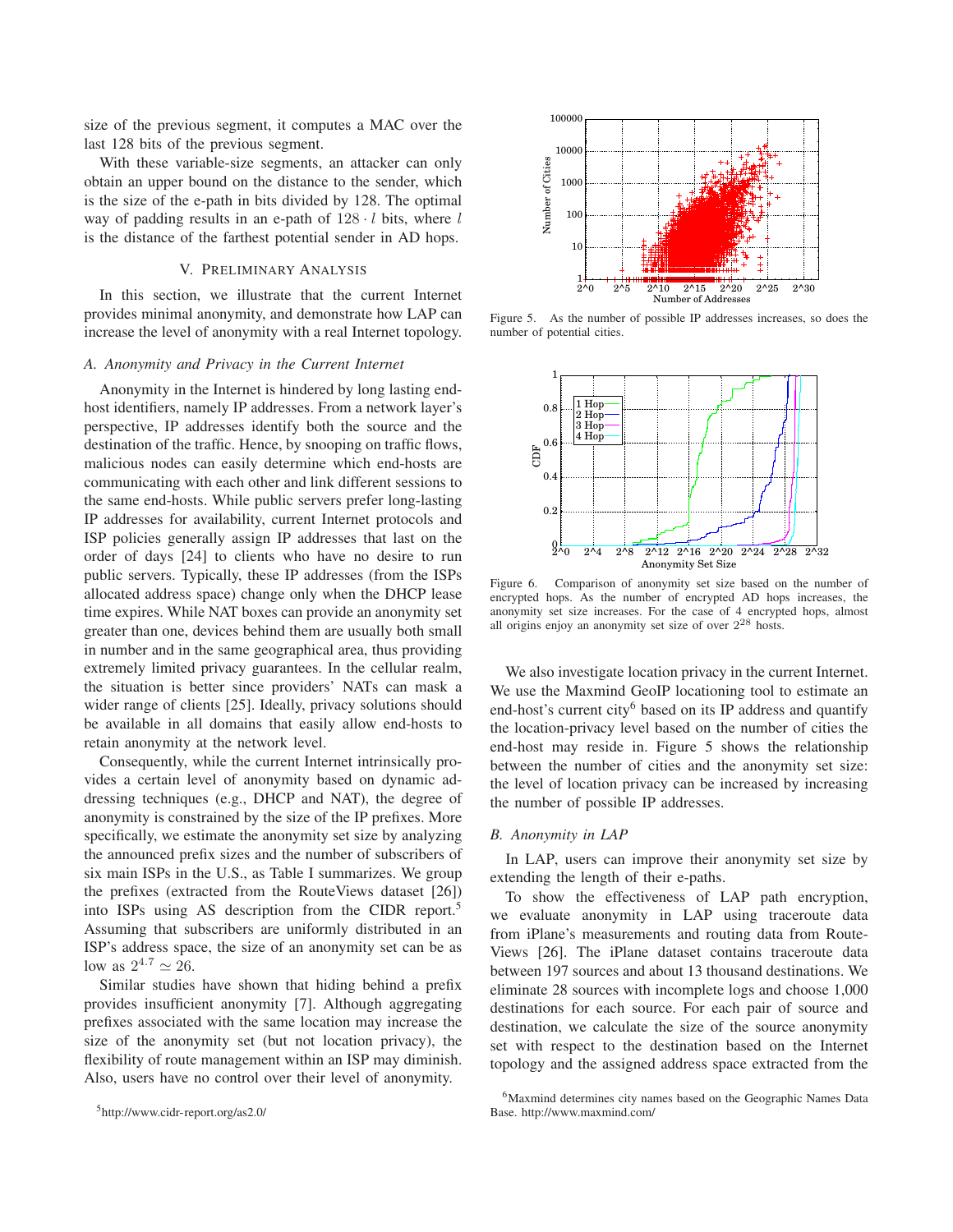size of the previous segment, it computes a MAC over the last 128 bits of the previous segment.

With these variable-size segments, an attacker can only obtain an upper bound on the distance to the sender, which is the size of the e-path in bits divided by 128. The optimal way of padding results in an e-path of $128 \cdot l$ bits, where $l$ is the distance of the farthest potential sender in AD hops.

## V. Preliminary Analysis

In this section, we illustrate that the current Internet provides minimal anonymity, and demonstrate how LAP can increase the level of anonymity with a real Internet topology.

### *A. Anonymity and Privacy in the Current Internet*

Anonymity in the Internet is hindered by long lasting end-host identifiers, namely IP addresses. From a network layer's perspective, IP addresses identify both the source and the destination of the traffic. Hence, by snooping on traffic flows, malicious nodes can easily determine which end-hosts are communicating with each other and link different sessions to the same end-hosts. While public servers prefer long-lasting IP addresses for availability, current Internet protocols and ISP policies generally assign IP addresses that last on the order of days [24] to clients who have no desire to run public servers. Typically, these IP addresses (from the ISPs allocated address space) change only when the DHCP lease time expires. While NAT boxes can provide an anonymity set greater than one, devices behind them are usually both small in number and in the same geographical area, thus providing extremely limited privacy guarantees. In the cellular realm, the situation is better since providers' NATs can mask a wider range of clients [25]. Ideally, privacy solutions should be available in all domains that easily allow end-hosts to retain anonymity at the network level.

Consequently, while the current Internet intrinsically provides a certain level of anonymity based on dynamic addressing techniques (e.g., DHCP and NAT), the degree of anonymity is constrained by the size of the IP prefixes. More specifically, we estimate the anonymity set size by analyzing the announced prefix sizes and the number of subscribers of six main ISPs in the U.S., as Table I summarizes. We group the prefixes (extracted from the RouteViews dataset [26]) into ISPs using AS description from the CIDR report.[5] Assuming that subscribers are uniformly distributed in an ISP's address space, the size of an anonymity set can be as low as $2^{4.7} \simeq 26$.

Similar studies have shown that hiding behind a prefix provides insufficient anonymity [7]. Although aggregating prefixes associated with the same location may increase the size of the anonymity set (but not location privacy), the flexibility of route management within an ISP may diminish. Also, users have no control over their level of anonymity.

[5]http://www.cidr-report.org/as2.0/

Figure 5. As the number of possible IP addresses increases, so does the number of potential cities.

Figure 6. Comparison of anonymity set size based on the number of encrypted hops. As the number of encrypted AD hops increases, the anonymity set size increases. For the case of 4 encrypted hops, almost all origins enjoy an anonymity set size of over $2^{28}$ hosts.

We also investigate location privacy in the current Internet. We use the Maxmind GeoIP locationing tool to estimate an end-host's current city[6] based on its IP address and quantify the location-privacy level based on the number of cities the end-host may reside in. Figure 5 shows the relationship between the number of cities and the anonymity set size: the level of location privacy can be increased by increasing the number of possible IP addresses.

### *B. Anonymity in LAP*

In LAP, users can improve their anonymity set size by extending the length of their e-paths.

To show the effectiveness of LAP path encryption, we evaluate anonymity in LAP using traceroute data from iPlane's measurements and routing data from RouteViews [26]. The iPlane dataset contains traceroute data between 197 sources and about 13 thousand destinations. We eliminate 28 sources with incomplete logs and choose 1,000 destinations for each source. For each pair of source and destination, we calculate the size of the source anonymity set with respect to the destination based on the Internet topology and the assigned address space extracted from the

[6]Maxmind determines city names based on the Geographic Names Data Base. http://www.maxmind.com/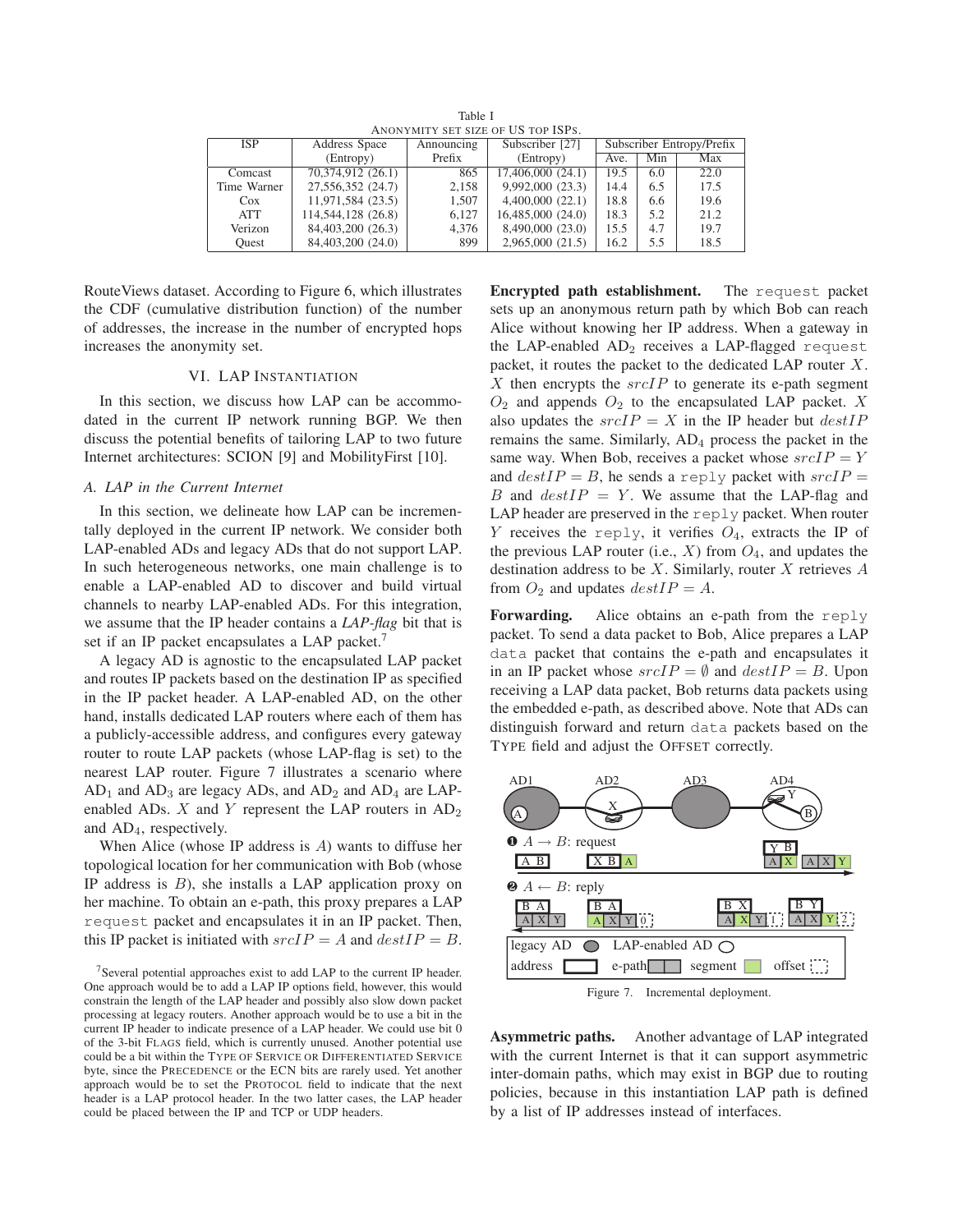Table I
ANONYMITY SET SIZE OF US TOP ISPS.

| ISP | Address Space (Entropy) | Announcing Prefix | Subscriber [27] (Entropy) | Subscriber Entropy/Prefix | | |
|---|---|---|---|---|---|---|
| | | | | Ave. | Min | Max |
| Comcast | 70,374,912 (26.1) | 865 | 17,406,000 (24.1) | 19.5 | 6.0 | 22.0 |
| Time Warner | 27,556,352 (24.7) | 2,158 | 9,992,000 (23.3) | 14.4 | 6.5 | 17.5 |
| Cox | 11,971,584 (23.5) | 1,507 | 4,400,000 (22.1) | 18.8 | 6.6 | 19.6 |
| ATT | 114,544,128 (26.8) | 6,127 | 16,485,000 (24.0) | 18.3 | 5.2 | 21.2 |
| Verizon | 84,403,200 (26.3) | 4,376 | 8,490,000 (23.0) | 15.5 | 4.7 | 19.7 |
| Quest | 84,403,200 (24.0) | 899 | 2,965,000 (21.5) | 16.2 | 5.5 | 18.5 |

RouteViews dataset. According to Figure 6, which illustrates the CDF (cumulative distribution function) of the number of addresses, the increase in the number of encrypted hops increases the anonymity set.

## VI. LAP INSTANTIATION

In this section, we discuss how LAP can be accommodated in the current IP network running BGP. We then discuss the potential benefits of tailoring LAP to two future Internet architectures: SCION [9] and MobilityFirst [10].

### A. LAP in the Current Internet

In this section, we delineate how LAP can be incrementally deployed in the current IP network. We consider both LAP-enabled ADs and legacy ADs that do not support LAP. In such heterogeneous networks, one main challenge is to enable a LAP-enabled AD to discover and build virtual channels to nearby LAP-enabled ADs. For this integration, we assume that the IP header contains a *LAP-flag* bit that is set if an IP packet encapsulates a LAP packet.[7]

A legacy AD is agnostic to the encapsulated LAP packet and routes IP packets based on the destination IP as specified in the IP packet header. A LAP-enabled AD, on the other hand, installs dedicated LAP routers where each of them has a publicly-accessible address, and configures every gateway router to route LAP packets (whose LAP-flag is set) to the nearest LAP router. Figure 7 illustrates a scenario where $AD_1$ and $AD_3$ are legacy ADs, and $AD_2$ and $AD_4$ are LAP-enabled ADs. $X$ and $Y$ represent the LAP routers in $AD_2$ and $AD_4$, respectively.

When Alice (whose IP address is $A$) wants to diffuse her topological location for her communication with Bob (whose IP address is $B$), she installs a LAP application proxy on her machine. To obtain an e-path, this proxy prepares a LAP `request` packet and encapsulates it in an IP packet. Then, this IP packet is initiated with $srcIP = A$ and $destIP = B$.

**Encrypted path establishment.** The `request` packet sets up an anonymous return path by which Bob can reach Alice without knowing her IP address. When a gateway in the LAP-enabled $AD_2$ receives a LAP-flagged `request` packet, it routes the packet to the dedicated LAP router $X$. $X$ then encrypts the $srcIP$ to generate its e-path segment $O_2$ and appends $O_2$ to the encapsulated LAP packet. $X$ also updates the $srcIP = X$ in the IP header but $destIP$ remains the same. Similarly, $AD_4$ process the packet in the same way. When Bob, receives a packet whose $srcIP = Y$ and $destIP = B$, he sends a `reply` packet with $srcIP = B$ and $destIP = Y$. We assume that the LAP-flag and LAP header are preserved in the `reply` packet. When router $Y$ receives the `reply`, it verifies $O_4$, extracts the IP of the previous LAP router (i.e., $X$) from $O_4$, and updates the destination address to be $X$. Similarly, router $X$ retrieves $A$ from $O_2$ and updates $destIP = A$.

**Forwarding.** Alice obtains an e-path from the `reply` packet. To send a data packet to Bob, Alice prepares a LAP `data` packet that contains the e-path and encapsulates it in an IP packet whose $srcIP = \emptyset$ and $destIP = B$. Upon receiving a LAP data packet, Bob returns data packets using the embedded e-path, as described above. Note that ADs can distinguish forward and return `data` packets based on the TYPE field and adjust the OFFSET correctly.

Figure 7. Incremental deployment.

**Asymmetric paths.** Another advantage of LAP integrated with the current Internet is that it can support asymmetric inter-domain paths, which may exist in BGP due to routing policies, because in this instantiation LAP path is defined by a list of IP addresses instead of interfaces.

[7] Several potential approaches exist to add LAP to the current IP header. One approach would be to add a LAP IP options field, however, this would constrain the length of the LAP header and possibly also slow down packet processing at legacy routers. Another approach would be to use a bit in the current IP header to indicate presence of a LAP header. We could use bit 0 of the 3-bit FLAGS field, which is currently unused. Another potential use could be a bit within the TYPE OF SERVICE OR DIFFERENTIATED SERVICE byte, since the PRECEDENCE or the ECN bits are rarely used. Yet another approach would be to set the PROTOCOL field to indicate that the next header is a LAP protocol header. In the two latter cases, the LAP header could be placed between the IP and TCP or UDP headers.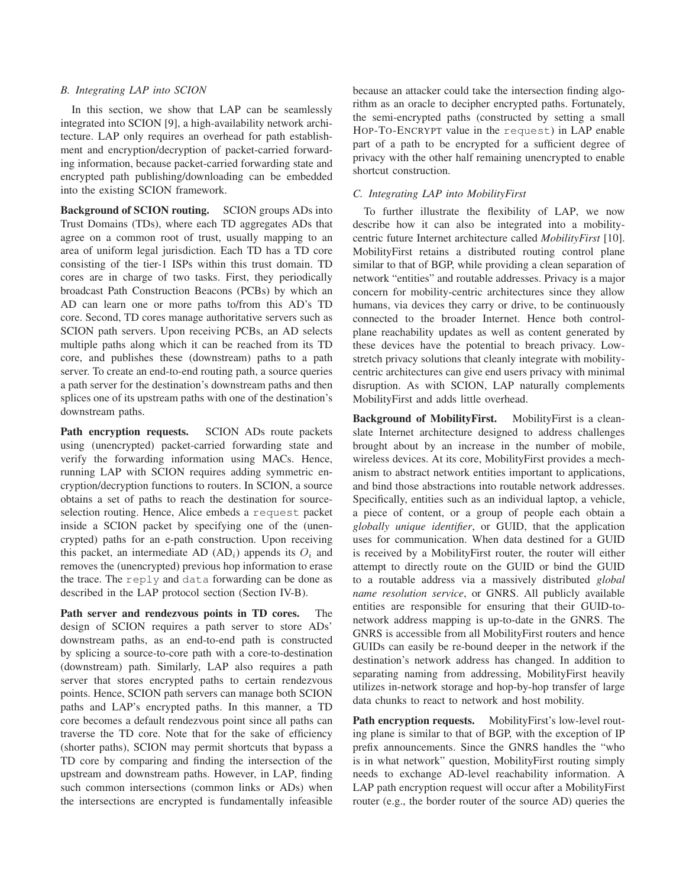### B. Integrating LAP into SCION

In this section, we show that LAP can be seamlessly integrated into SCION [9], a high-availability network architecture. LAP only requires an overhead for path establishment and encryption/decryption of packet-carried forwarding information, because packet-carried forwarding state and encrypted path publishing/downloading can be embedded into the existing SCION framework.

**Background of SCION routing.** SCION groups ADs into Trust Domains (TDs), where each TD aggregates ADs that agree on a common root of trust, usually mapping to an area of uniform legal jurisdiction. Each TD has a TD core consisting of the tier-1 ISPs within this trust domain. TD cores are in charge of two tasks. First, they periodically broadcast Path Construction Beacons (PCBs) by which an AD can learn one or more paths to/from this AD's TD core. Second, TD cores manage authoritative servers such as SCION path servers. Upon receiving PCBs, an AD selects multiple paths along which it can be reached from its TD core, and publishes these (downstream) paths to a path server. To create an end-to-end routing path, a source queries a path server for the destination's downstream paths and then splices one of its upstream paths with one of the destination's downstream paths.

**Path encryption requests.** SCION ADs route packets using (unencrypted) packet-carried forwarding state and verify the forwarding information using MACs. Hence, running LAP with SCION requires adding symmetric encryption/decryption functions to routers. In SCION, a source obtains a set of paths to reach the destination for source-selection routing. Hence, Alice embeds a `request` packet inside a SCION packet by specifying one of the (unencrypted) paths for an e-path construction. Upon receiving this packet, an intermediate AD ($AD_i$) appends its $O_i$ and removes the (unencrypted) previous hop information to erase the trace. The `reply` and `data` forwarding can be done as described in the LAP protocol section (Section IV-B).

**Path server and rendezvous points in TD cores.** The design of SCION requires a path server to store ADs' downstream paths, as an end-to-end path is constructed by splicing a source-to-core path with a core-to-destination (downstream) path. Similarly, LAP also requires a path server that stores encrypted paths to certain rendezvous points. Hence, SCION path servers can manage both SCION paths and LAP's encrypted paths. In this manner, a TD core becomes a default rendezvous point since all paths can traverse the TD core. Note that for the sake of efficiency (shorter paths), SCION may permit shortcuts that bypass a TD core by comparing and finding the intersection of the upstream and downstream paths. However, in LAP, finding such common intersections (common links or ADs) when the intersections are encrypted is fundamentally infeasible because an attacker could take the intersection finding algorithm as an oracle to decipher encrypted paths. Fortunately, the semi-encrypted paths (constructed by setting a small HOP-TO-ENCRYPT value in the `request`) in LAP enable part of a path to be encrypted for a sufficient degree of privacy with the other half remaining unencrypted to enable shortcut construction.

### C. Integrating LAP into MobilityFirst

To further illustrate the flexibility of LAP, we now describe how it can also be integrated into a mobility-centric future Internet architecture called *MobilityFirst* [10]. MobilityFirst retains a distributed routing control plane similar to that of BGP, while providing a clean separation of network "entities" and routable addresses. Privacy is a major concern for mobility-centric architectures since they allow humans, via devices they carry or drive, to be continuously connected to the broader Internet. Hence both control-plane reachability updates as well as content generated by these devices have the potential to breach privacy. Low-stretch privacy solutions that cleanly integrate with mobility-centric architectures can give end users privacy with minimal disruption. As with SCION, LAP naturally complements MobilityFirst and adds little overhead.

**Background of MobilityFirst.** MobilityFirst is a clean-slate Internet architecture designed to address challenges brought about by an increase in the number of mobile, wireless devices. At its core, MobilityFirst provides a mechanism to abstract network entities important to applications, and bind those abstractions into routable network addresses. Specifically, entities such as an individual laptop, a vehicle, a piece of content, or a group of people each obtain a *globally unique identifier*, or GUID, that the application uses for communication. When data destined for a GUID is received by a MobilityFirst router, the router will either attempt to directly route on the GUID or bind the GUID to a routable address via a massively distributed *global name resolution service*, or GNRS. All publicly available entities are responsible for ensuring that their GUID-to-network address mapping is up-to-date in the GNRS. The GNRS is accessible from all MobilityFirst routers and hence GUIDs can easily be re-bound deeper in the network if the destination's network address has changed. In addition to separating naming from addressing, MobilityFirst heavily utilizes in-network storage and hop-by-hop transfer of large data chunks to react to network and host mobility.

**Path encryption requests.** MobilityFirst's low-level routing plane is similar to that of BGP, with the exception of IP prefix announcements. Since the GNRS handles the "who is in what network" question, MobilityFirst routing simply needs to exchange AD-level reachability information. A LAP path encryption request will occur after a MobilityFirst router (e.g., the border router of the source AD) queries the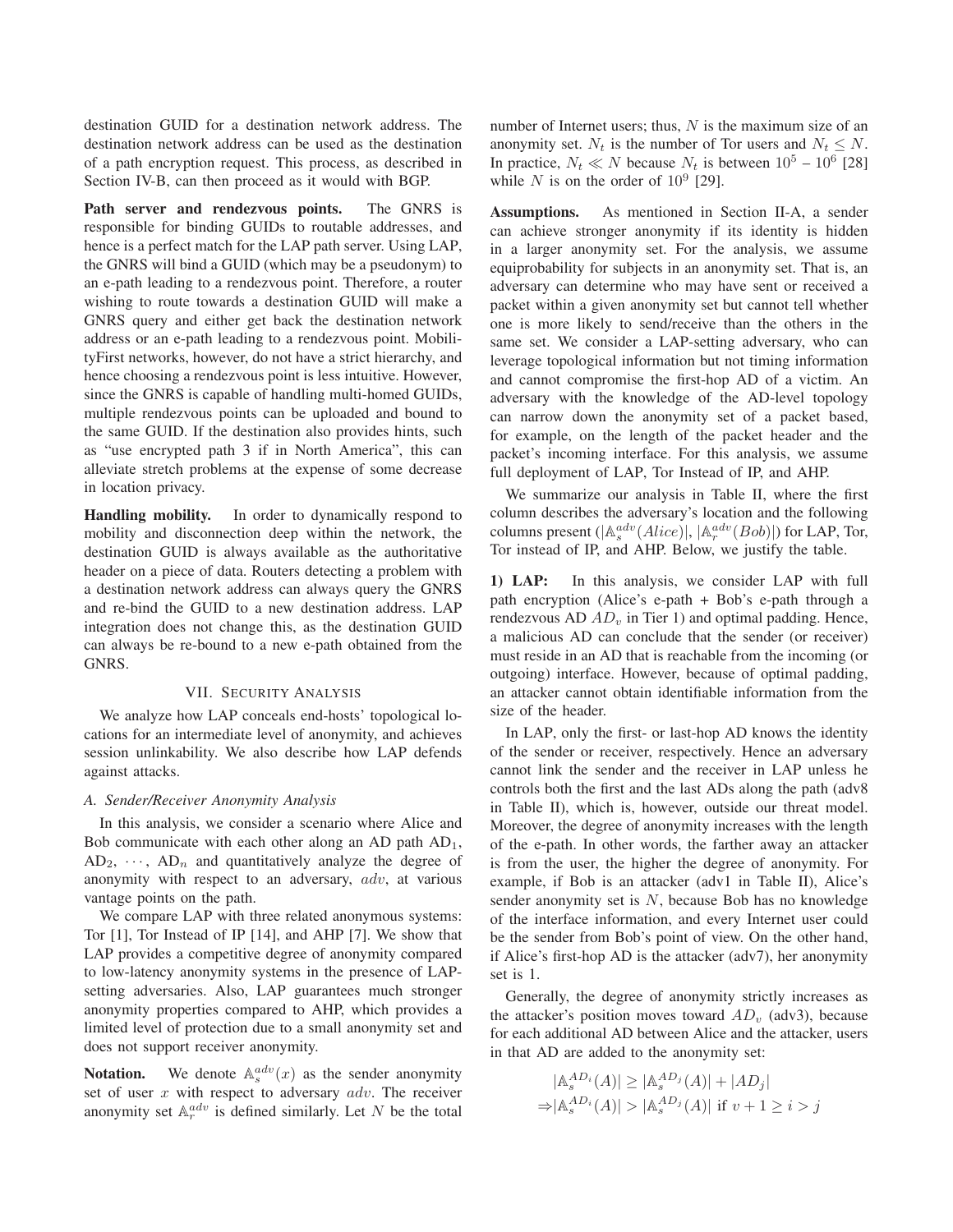destination GUID for a destination network address. The destination network address can be used as the destination of a path encryption request. This process, as described in Section IV-B, can then proceed as it would with BGP.

**Path server and rendezvous points.** The GNRS is responsible for binding GUIDs to routable addresses, and hence is a perfect match for the LAP path server. Using LAP, the GNRS will bind a GUID (which may be a pseudonym) to an e-path leading to a rendezvous point. Therefore, a router wishing to route towards a destination GUID will make a GNRS query and either get back the destination network address or an e-path leading to a rendezvous point. MobilityFirst networks, however, do not have a strict hierarchy, and hence choosing a rendezvous point is less intuitive. However, since the GNRS is capable of handling multi-homed GUIDs, multiple rendezvous points can be uploaded and bound to the same GUID. If the destination also provides hints, such as "use encrypted path 3 if in North America", this can alleviate stretch problems at the expense of some decrease in location privacy.

**Handling mobility.** In order to dynamically respond to mobility and disconnection deep within the network, the destination GUID is always available as the authoritative header on a piece of data. Routers detecting a problem with a destination network address can always query the GNRS and re-bind the GUID to a new destination address. LAP integration does not change this, as the destination GUID can always be re-bound to a new e-path obtained from the GNRS.

## VII. Security Analysis

We analyze how LAP conceals end-hosts' topological locations for an intermediate level of anonymity, and achieves session unlinkability. We also describe how LAP defends against attacks.

### A. Sender/Receiver Anonymity Analysis

In this analysis, we consider a scenario where Alice and Bob communicate with each other along an AD path $AD_1$, $AD_2$, $\cdots$, $AD_n$ and quantitatively analyze the degree of anonymity with respect to an adversary, $adv$, at various vantage points on the path.

We compare LAP with three related anonymous systems: Tor [1], Tor Instead of IP [14], and AHP [7]. We show that LAP provides a competitive degree of anonymity compared to low-latency anonymity systems in the presence of LAP-setting adversaries. Also, LAP guarantees much stronger anonymity properties compared to AHP, which provides a limited level of protection due to a small anonymity set and does not support receiver anonymity.

**Notation.** We denote $\mathbb{A}_s^{adv}(x)$ as the sender anonymity set of user $x$ with respect to adversary $adv$. The receiver anonymity set $\mathbb{A}_r^{adv}$ is defined similarly. Let $N$ be the total number of Internet users; thus, $N$ is the maximum size of an anonymity set. $N_t$ is the number of Tor users and $N_t \leq N$. In practice, $N_t \ll N$ because $N_t$ is between $10^5$ – $10^6$ [28] while $N$ is on the order of $10^9$ [29].

**Assumptions.** As mentioned in Section II-A, a sender can achieve stronger anonymity if its identity is hidden in a larger anonymity set. For the analysis, we assume equiprobability for subjects in an anonymity set. That is, an adversary can determine who may have sent or received a packet within a given anonymity set but cannot tell whether one is more likely to send/receive than the others in the same set. We consider a LAP-setting adversary, who can leverage topological information but not timing information and cannot compromise the first-hop AD of a victim. An adversary with the knowledge of the AD-level topology can narrow down the anonymity set of a packet based, for example, on the length of the packet header and the packet's incoming interface. For this analysis, we assume full deployment of LAP, Tor Instead of IP, and AHP.

We summarize our analysis in Table II, where the first column describes the adversary's location and the following columns present ($|\mathbb{A}_s^{adv}(Alice)|$, $|\mathbb{A}_r^{adv}(Bob)|$) for LAP, Tor, Tor instead of IP, and AHP. Below, we justify the table.

**1) LAP:** In this analysis, we consider LAP with full path encryption (Alice's e-path + Bob's e-path through a rendezvous AD $AD_v$ in Tier 1) and optimal padding. Hence, a malicious AD can conclude that the sender (or receiver) must reside in an AD that is reachable from the incoming (or outgoing) interface. However, because of optimal padding, an attacker cannot obtain identifiable information from the size of the header.

In LAP, only the first- or last-hop AD knows the identity of the sender or receiver, respectively. Hence an adversary cannot link the sender and the receiver in LAP unless he controls both the first and the last ADs along the path (adv8 in Table II), which is, however, outside our threat model. Moreover, the degree of anonymity increases with the length of the e-path. In other words, the farther away an attacker is from the user, the higher the degree of anonymity. For example, if Bob is an attacker (adv1 in Table II), Alice's sender anonymity set is $N$, because Bob has no knowledge of the interface information, and every Internet user could be the sender from Bob's point of view. On the other hand, if Alice's first-hop AD is the attacker (adv7), her anonymity set is 1.

Generally, the degree of anonymity strictly increases as the attacker's position moves toward $AD_v$ (adv3), because for each additional AD between Alice and the attacker, users in that AD are added to the anonymity set:

$$|\mathbb{A}_s^{AD_i}(A)| \geq |\mathbb{A}_s^{AD_j}(A)| + |AD_j|$$
$$\Rightarrow |\mathbb{A}_s^{AD_i}(A)| > |\mathbb{A}_s^{AD_j}(A)| \text{ if } v+1 \geq i > j$$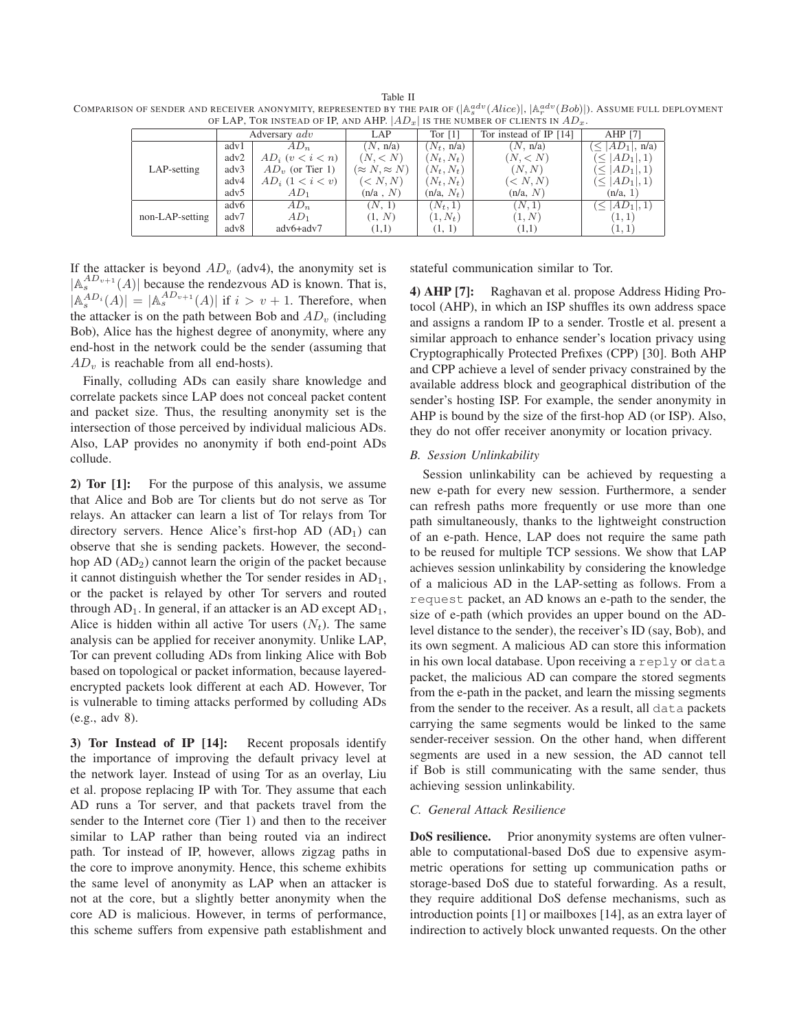Table II
COMPARISON OF SENDER AND RECEIVER ANONYMITY, REPRESENTED BY THE PAIR OF ($|\mathbb{A}_s^{adv}(Alice)|$, $|\mathbb{A}_r^{adv}(Bob)|$). ASSUME FULL DEPLOYMENT OF LAP, TOR INSTEAD OF IP, AND AHP. $|AD_x|$ IS THE NUMBER OF CLIENTS IN $AD_x$.

| | Adversary $adv$ | | LAP | Tor [1] | Tor instead of IP [14] | AHP [7] |
|---|---|---|---|---|---|---|
| LAP-setting | adv1 | $AD_n$ | $(N$, n/a) | $(N_t$, n/a) | $(N$, n/a) | $(\leq \|AD_1\|$, n/a) |
| | adv2 | $AD_i$ $(v < i < n)$ | $(N, < N)$ | $(N_t, N_t)$ | $(N, < N)$ | $(\leq \|AD_1\|, 1)$ |
| | adv3 | $AD_v$ (or Tier 1) | $(\approx N, \approx N)$ | $(N_t, N_t)$ | $(N, N)$ | $(\leq \|AD_1\|, 1)$ |
| | adv4 | $AD_i$ $(1 < i < v)$ | $(< N, N)$ | $(N_t, N_t)$ | $(< N, N)$ | $(\leq \|AD_1\|, 1)$ |
| | adv5 | $AD_1$ | (n/a , $N$) | (n/a, $N_t$) | (n/a, $N$) | (n/a, 1) |
| non-LAP-setting | adv6 | $AD_n$ | $(N, 1)$ | $(N_t, 1)$ | $(N, 1)$ | $(\leq \|AD_1\|, 1)$ |
| | adv7 | $AD_1$ | $(1, N)$ | $(1, N_t)$ | $(1, N)$ | $(1, 1)$ |
| | adv8 | adv6+adv7 | (1,1) | (1, 1) | (1,1) | $(1, 1)$ |

If the attacker is beyond $AD_v$ (adv4), the anonymity set is $|\mathbb{A}_s^{AD_{v+1}}(A)|$ because the rendezvous AD is known. That is, $|\mathbb{A}_s^{AD_i}(A)| = |\mathbb{A}_s^{AD_{v+1}}(A)|$ if $i > v + 1$. Therefore, when the attacker is on the path between Bob and $AD_v$ (including Bob), Alice has the highest degree of anonymity, where any end-host in the network could be the sender (assuming that $AD_v$ is reachable from all end-hosts).

Finally, colluding ADs can easily share knowledge and correlate packets since LAP does not conceal packet content and packet size. Thus, the resulting anonymity set is the intersection of those perceived by individual malicious ADs. Also, LAP provides no anonymity if both end-point ADs collude.

**2) Tor [1]:** For the purpose of this analysis, we assume that Alice and Bob are Tor clients but do not serve as Tor relays. An attacker can learn a list of Tor relays from Tor directory servers. Hence Alice's first-hop AD ($AD_1$) can observe that she is sending packets. However, the second-hop AD ($AD_2$) cannot learn the origin of the packet because it cannot distinguish whether the Tor sender resides in $AD_1$, or the packet is relayed by other Tor servers and routed through $AD_1$. In general, if an attacker is an AD except $AD_1$, Alice is hidden within all active Tor users ($N_t$). The same analysis can be applied for receiver anonymity. Unlike LAP, Tor can prevent colluding ADs from linking Alice with Bob based on topological or packet information, because layered-encrypted packets look different at each AD. However, Tor is vulnerable to timing attacks performed by colluding ADs (e.g., adv 8).

**3) Tor Instead of IP [14]:** Recent proposals identify the importance of improving the default privacy level at the network layer. Instead of using Tor as an overlay, Liu et al. propose replacing IP with Tor. They assume that each AD runs a Tor server, and that packets travel from the sender to the Internet core (Tier 1) and then to the receiver similar to LAP rather than being routed via an indirect path. Tor instead of IP, however, allows zigzag paths in the core to improve anonymity. Hence, this scheme exhibits the same level of anonymity as LAP when an attacker is not at the core, but a slightly better anonymity when the core AD is malicious. However, in terms of performance, this scheme suffers from expensive path establishment and stateful communication similar to Tor.

**4) AHP [7]:** Raghavan et al. propose Address Hiding Protocol (AHP), in which an ISP shuffles its own address space and assigns a random IP to a sender. Trostle et al. present a similar approach to enhance sender's location privacy using Cryptographically Protected Prefixes (CPP) [30]. Both AHP and CPP achieve a level of sender privacy constrained by the available address block and geographical distribution of the sender's hosting ISP. For example, the sender anonymity in AHP is bound by the size of the first-hop AD (or ISP). Also, they do not offer receiver anonymity or location privacy.

### *B. Session Unlinkability*

Session unlinkability can be achieved by requesting a new e-path for every new session. Furthermore, a sender can refresh paths more frequently or use more than one path simultaneously, thanks to the lightweight construction of an e-path. Hence, LAP does not require the same path to be reused for multiple TCP sessions. We show that LAP achieves session unlinkability by considering the knowledge of a malicious AD in the LAP-setting as follows. From a `request` packet, an AD knows an e-path to the sender, the size of e-path (which provides an upper bound on the AD-level distance to the sender), the receiver's ID (say, Bob), and its own segment. A malicious AD can store this information in his own local database. Upon receiving a `reply` or `data` packet, the malicious AD can compare the stored segments from the e-path in the packet, and learn the missing segments from the sender to the receiver. As a result, all `data` packets carrying the same segments would be linked to the same sender-receiver session. On the other hand, when different segments are used in a new session, the AD cannot tell if Bob is still communicating with the same sender, thus achieving session unlinkability.

### *C. General Attack Resilience*

**DoS resilience.** Prior anonymity systems are often vulnerable to computational-based DoS due to expensive asymmetric operations for setting up communication paths or storage-based DoS due to stateful forwarding. As a result, they require additional DoS defense mechanisms, such as introduction points [1] or mailboxes [14], as an extra layer of indirection to actively block unwanted requests. On the other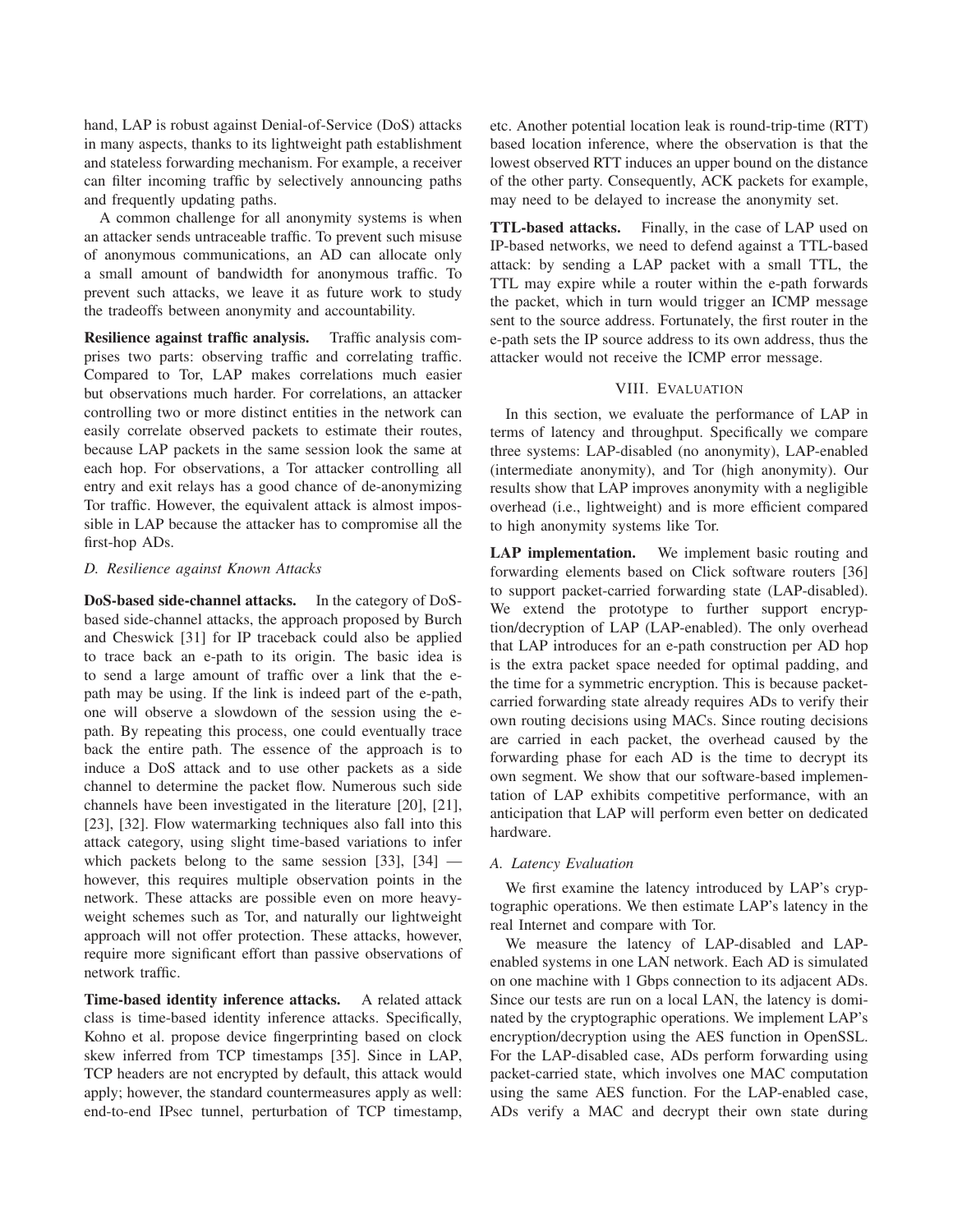hand, LAP is robust against Denial-of-Service (DoS) attacks in many aspects, thanks to its lightweight path establishment and stateless forwarding mechanism. For example, a receiver can filter incoming traffic by selectively announcing paths and frequently updating paths.

A common challenge for all anonymity systems is when an attacker sends untraceable traffic. To prevent such misuse of anonymous communications, an AD can allocate only a small amount of bandwidth for anonymous traffic. To prevent such attacks, we leave it as future work to study the tradeoffs between anonymity and accountability.

**Resilience against traffic analysis.** Traffic analysis comprises two parts: observing traffic and correlating traffic. Compared to Tor, LAP makes correlations much easier but observations much harder. For correlations, an attacker controlling two or more distinct entities in the network can easily correlate observed packets to estimate their routes, because LAP packets in the same session look the same at each hop. For observations, a Tor attacker controlling all entry and exit relays has a good chance of de-anonymizing Tor traffic. However, the equivalent attack is almost impossible in LAP because the attacker has to compromise all the first-hop ADs.

### D. Resilience against Known Attacks

**DoS-based side-channel attacks.** In the category of DoS-based side-channel attacks, the approach proposed by Burch and Cheswick [31] for IP traceback could also be applied to trace back an e-path to its origin. The basic idea is to send a large amount of traffic over a link that the e-path may be using. If the link is indeed part of the e-path, one will observe a slowdown of the session using the e-path. By repeating this process, one could eventually trace back the entire path. The essence of the approach is to induce a DoS attack and to use other packets as a side channel to determine the packet flow. Numerous such side channels have been investigated in the literature [20], [21], [23], [32]. Flow watermarking techniques also fall into this attack category, using slight time-based variations to infer which packets belong to the same session [33], [34] — however, this requires multiple observation points in the network. These attacks are possible even on more heavy-weight schemes such as Tor, and naturally our lightweight approach will not offer protection. These attacks, however, require more significant effort than passive observations of network traffic.

**Time-based identity inference attacks.** A related attack class is time-based identity inference attacks. Specifically, Kohno et al. propose device fingerprinting based on clock skew inferred from TCP timestamps [35]. Since in LAP, TCP headers are not encrypted by default, this attack would apply; however, the standard countermeasures apply as well: end-to-end IPsec tunnel, perturbation of TCP timestamp, etc. Another potential location leak is round-trip-time (RTT) based location inference, where the observation is that the lowest observed RTT induces an upper bound on the distance of the other party. Consequently, ACK packets for example, may need to be delayed to increase the anonymity set.

**TTL-based attacks.** Finally, in the case of LAP used on IP-based networks, we need to defend against a TTL-based attack: by sending a LAP packet with a small TTL, the TTL may expire while a router within the e-path forwards the packet, which in turn would trigger an ICMP message sent to the source address. Fortunately, the first router in the e-path sets the IP source address to its own address, thus the attacker would not receive the ICMP error message.

## VIII. Evaluation

In this section, we evaluate the performance of LAP in terms of latency and throughput. Specifically we compare three systems: LAP-disabled (no anonymity), LAP-enabled (intermediate anonymity), and Tor (high anonymity). Our results show that LAP improves anonymity with a negligible overhead (i.e., lightweight) and is more efficient compared to high anonymity systems like Tor.

**LAP implementation.** We implement basic routing and forwarding elements based on Click software routers [36] to support packet-carried forwarding state (LAP-disabled). We extend the prototype to further support encryption/decryption of LAP (LAP-enabled). The only overhead that LAP introduces for an e-path construction per AD hop is the extra packet space needed for optimal padding, and the time for a symmetric encryption. This is because packet-carried forwarding state already requires ADs to verify their own routing decisions using MACs. Since routing decisions are carried in each packet, the overhead caused by the forwarding phase for each AD is the time to decrypt its own segment. We show that our software-based implementation of LAP exhibits competitive performance, with an anticipation that LAP will perform even better on dedicated hardware.

### A. Latency Evaluation

We first examine the latency introduced by LAP's cryptographic operations. We then estimate LAP's latency in the real Internet and compare with Tor.

We measure the latency of LAP-disabled and LAP-enabled systems in one LAN network. Each AD is simulated on one machine with 1 Gbps connection to its adjacent ADs. Since our tests are run on a local LAN, the latency is dominated by the cryptographic operations. We implement LAP's encryption/decryption using the AES function in OpenSSL. For the LAP-disabled case, ADs perform forwarding using packet-carried state, which involves one MAC computation using the same AES function. For the LAP-enabled case, ADs verify a MAC and decrypt their own state during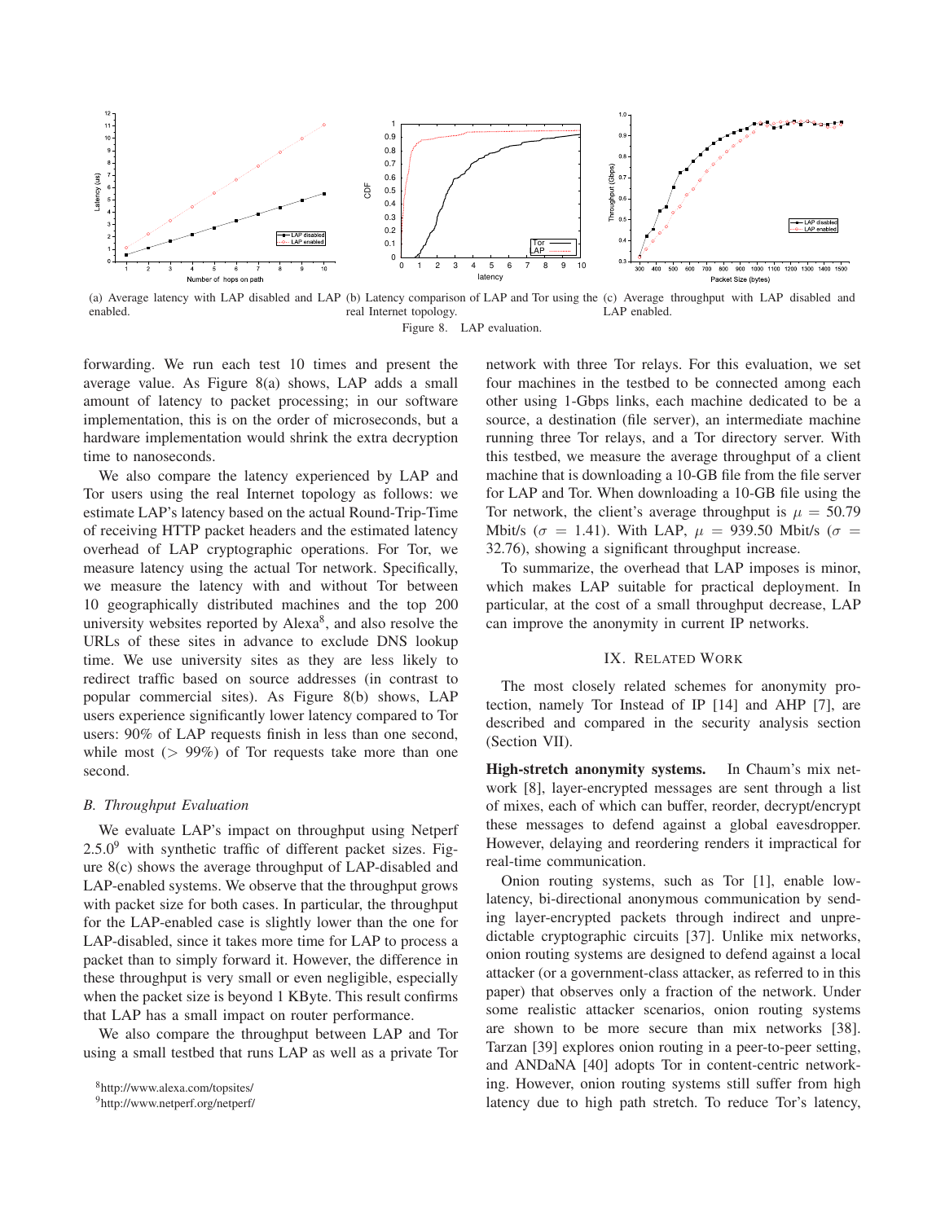(a) Average latency with LAP disabled and LAP enabled.

(b) Latency comparison of LAP and Tor using the real Internet topology.

(c) Average throughput with LAP disabled and LAP enabled.

Figure 8. LAP evaluation.

forwarding. We run each test 10 times and present the average value. As Figure 8(a) shows, LAP adds a small amount of latency to packet processing; in our software implementation, this is on the order of microseconds, but a hardware implementation would shrink the extra decryption time to nanoseconds.

We also compare the latency experienced by LAP and Tor users using the real Internet topology as follows: we estimate LAP's latency based on the actual Round-Trip-Time of receiving HTTP packet headers and the estimated latency overhead of LAP cryptographic operations. For Tor, we measure latency using the actual Tor network. Specifically, we measure the latency with and without Tor between 10 geographically distributed machines and the top 200 university websites reported by Alexa[8], and also resolve the URLs of these sites in advance to exclude DNS lookup time. We use university sites as they are less likely to redirect traffic based on source addresses (in contrast to popular commercial sites). As Figure 8(b) shows, LAP users experience significantly lower latency compared to Tor users: 90% of LAP requests finish in less than one second, while most ($> 99\%$) of Tor requests take more than one second.

### B. Throughput Evaluation

We evaluate LAP's impact on throughput using Netperf 2.5.0[9] with synthetic traffic of different packet sizes. Figure 8(c) shows the average throughput of LAP-disabled and LAP-enabled systems. We observe that the throughput grows with packet size for both cases. In particular, the throughput for the LAP-enabled case is slightly lower than the one for LAP-disabled, since it takes more time for LAP to process a packet than to simply forward it. However, the difference in these throughput is very small or even negligible, especially when the packet size is beyond 1 KByte. This result confirms that LAP has a small impact on router performance.

We also compare the throughput between LAP and Tor using a small testbed that runs LAP as well as a private Tor network with three Tor relays. For this evaluation, we set four machines in the testbed to be connected among each other using 1-Gbps links, each machine dedicated to be a source, a destination (file server), an intermediate machine running three Tor relays, and a Tor directory server. With this testbed, we measure the average throughput of a client machine that is downloading a 10-GB file from the file server for LAP and Tor. When downloading a 10-GB file using the Tor network, the client's average throughput is $\mu = 50.79$ Mbit/s ($\sigma = 1.41$). With LAP, $\mu = 939.50$ Mbit/s ($\sigma = 32.76$), showing a significant throughput increase.

To summarize, the overhead that LAP imposes is minor, which makes LAP suitable for practical deployment. In particular, at the cost of a small throughput decrease, LAP can improve the anonymity in current IP networks.

## IX. Related Work

The most closely related schemes for anonymity protection, namely Tor Instead of IP [14] and AHP [7], are described and compared in the security analysis section (Section VII).

**High-stretch anonymity systems.** In Chaum's mix network [8], layer-encrypted messages are sent through a list of mixes, each of which can buffer, reorder, decrypt/encrypt these messages to defend against a global eavesdropper. However, delaying and reordering renders it impractical for real-time communication.

Onion routing systems, such as Tor [1], enable low-latency, bi-directional anonymous communication by sending layer-encrypted packets through indirect and unpredictable cryptographic circuits [37]. Unlike mix networks, onion routing systems are designed to defend against a local attacker (or a government-class attacker, as referred to in this paper) that observes only a fraction of the network. Under some realistic attacker scenarios, onion routing systems are shown to be more secure than mix networks [38]. Tarzan [39] explores onion routing in a peer-to-peer setting, and ANDaNA [40] adopts Tor in content-centric networking. However, onion routing systems still suffer from high latency due to high path stretch. To reduce Tor's latency,

[8]http://www.alexa.com/topsites/

[9]http://www.netperf.org/netperf/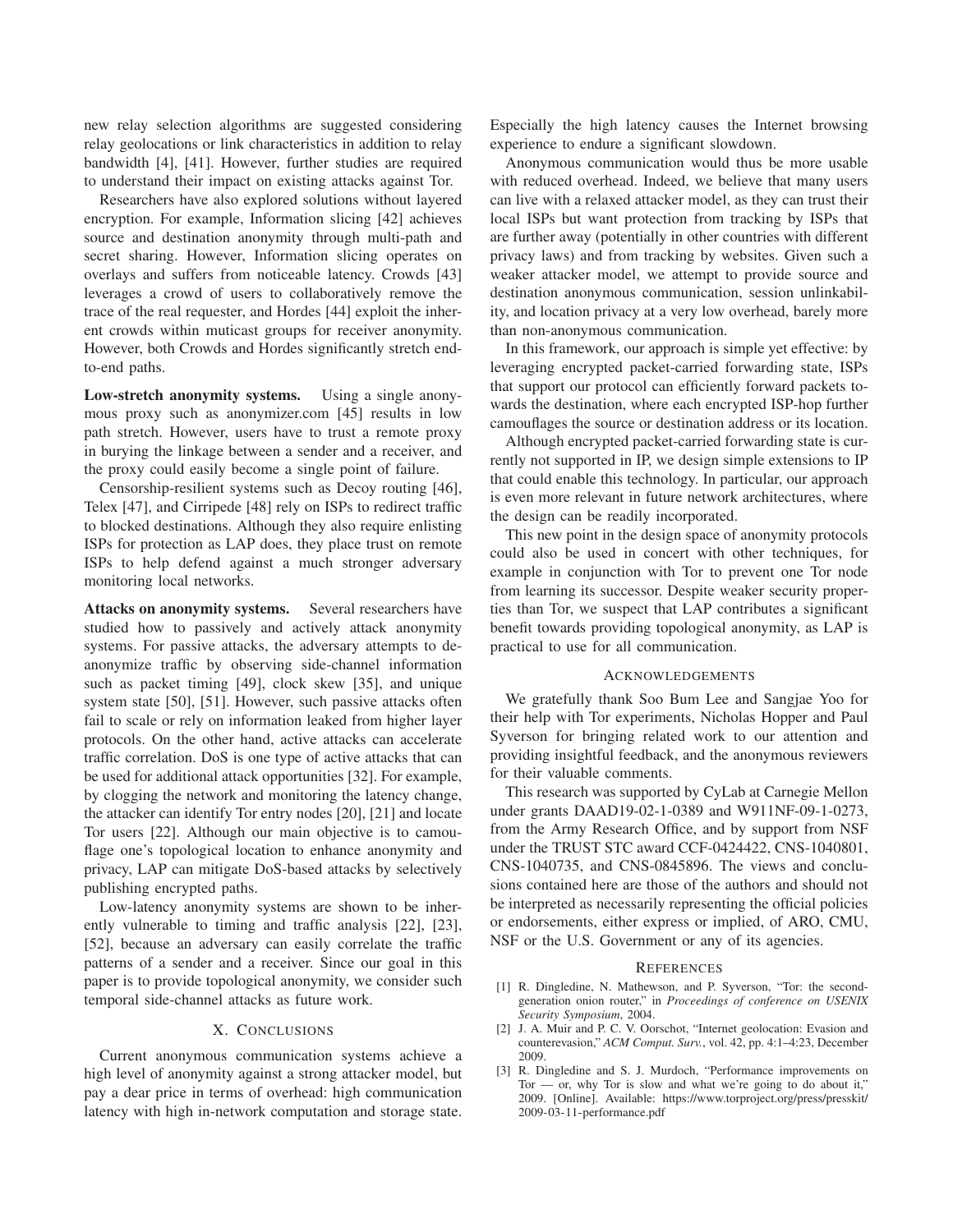new relay selection algorithms are suggested considering relay geolocations or link characteristics in addition to relay bandwidth [4], [41]. However, further studies are required to understand their impact on existing attacks against Tor.

Researchers have also explored solutions without layered encryption. For example, Information slicing [42] achieves source and destination anonymity through multi-path and secret sharing. However, Information slicing operates on overlays and suffers from noticeable latency. Crowds [43] leverages a crowd of users to collaboratively remove the trace of the real requester, and Hordes [44] exploit the inherent crowds within muticast groups for receiver anonymity. However, both Crowds and Hordes significantly stretch end-to-end paths.

**Low-stretch anonymity systems.** Using a single anonymous proxy such as anonymizer.com [45] results in low path stretch. However, users have to trust a remote proxy in burying the linkage between a sender and a receiver, and the proxy could easily become a single point of failure.

Censorship-resilient systems such as Decoy routing [46], Telex [47], and Cirripede [48] rely on ISPs to redirect traffic to blocked destinations. Although they also require enlisting ISPs for protection as LAP does, they place trust on remote ISPs to help defend against a much stronger adversary monitoring local networks.

**Attacks on anonymity systems.** Several researchers have studied how to passively and actively attack anonymity systems. For passive attacks, the adversary attempts to de-anonymize traffic by observing side-channel information such as packet timing [49], clock skew [35], and unique system state [50], [51]. However, such passive attacks often fail to scale or rely on information leaked from higher layer protocols. On the other hand, active attacks can accelerate traffic correlation. DoS is one type of active attacks that can be used for additional attack opportunities [32]. For example, by clogging the network and monitoring the latency change, the attacker can identify Tor entry nodes [20], [21] and locate Tor users [22]. Although our main objective is to camouflage one's topological location to enhance anonymity and privacy, LAP can mitigate DoS-based attacks by selectively publishing encrypted paths.

Low-latency anonymity systems are shown to be inherently vulnerable to timing and traffic analysis [22], [23], [52], because an adversary can easily correlate the traffic patterns of a sender and a receiver. Since our goal in this paper is to provide topological anonymity, we consider such temporal side-channel attacks as future work.

## X. Conclusions

Current anonymous communication systems achieve a high level of anonymity against a strong attacker model, but pay a dear price in terms of overhead: high communication latency with high in-network computation and storage state. Especially the high latency causes the Internet browsing experience to endure a significant slowdown.

Anonymous communication would thus be more usable with reduced overhead. Indeed, we believe that many users can live with a relaxed attacker model, as they can trust their local ISPs but want protection from tracking by ISPs that are further away (potentially in other countries with different privacy laws) and from tracking by websites. Given such a weaker attacker model, we attempt to provide source and destination anonymous communication, session unlinkability, and location privacy at a very low overhead, barely more than non-anonymous communication.

In this framework, our approach is simple yet effective: by leveraging encrypted packet-carried forwarding state, ISPs that support our protocol can efficiently forward packets towards the destination, where each encrypted ISP-hop further camouflages the source or destination address or its location.

Although encrypted packet-carried forwarding state is currently not supported in IP, we design simple extensions to IP that could enable this technology. In particular, our approach is even more relevant in future network architectures, where the design can be readily incorporated.

This new point in the design space of anonymity protocols could also be used in concert with other techniques, for example in conjunction with Tor to prevent one Tor node from learning its successor. Despite weaker security properties than Tor, we suspect that LAP contributes a significant benefit towards providing topological anonymity, as LAP is practical to use for all communication.

## Acknowledgements

We gratefully thank Soo Bum Lee and Sangjae Yoo for their help with Tor experiments, Nicholas Hopper and Paul Syverson for bringing related work to our attention and providing insightful feedback, and the anonymous reviewers for their valuable comments.

This research was supported by CyLab at Carnegie Mellon under grants DAAD19-02-1-0389 and W911NF-09-1-0273, from the Army Research Office, and by support from NSF under the TRUST STC award CCF-0424422, CNS-1040801, CNS-1040735, and CNS-0845896. The views and conclusions contained here are those of the authors and should not be interpreted as necessarily representing the official policies or endorsements, either express or implied, of ARO, CMU, NSF or the U.S. Government or any of its agencies.

## References

[1] R. Dingledine, N. Mathewson, and P. Syverson, "Tor: the second-generation onion router," in *Proceedings of conference on USENIX Security Symposium*, 2004.

[2] J. A. Muir and P. C. V. Oorschot, "Internet geolocation: Evasion and counterevasion," *ACM Comput. Surv.*, vol. 42, pp. 4:1–4:23, December 2009.

[3] R. Dingledine and S. J. Murdoch, "Performance improvements on Tor — or, why Tor is slow and what we're going to do about it," 2009. [Online]. Available: https://www.torproject.org/press/presskit/2009-03-11-performance.pdf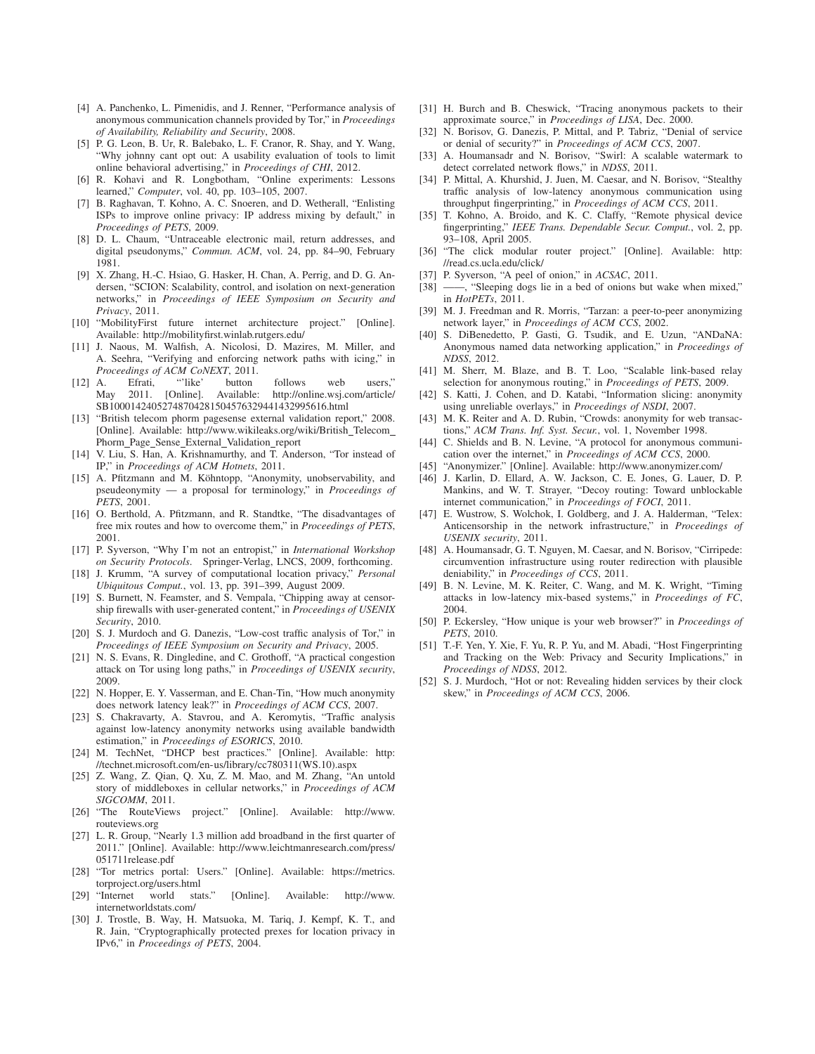[4] A. Panchenko, L. Pimenidis, and J. Renner, "Performance analysis of anonymous communication channels provided by Tor," in *Proceedings of Availability, Reliability and Security*, 2008.

[5] P. G. Leon, B. Ur, R. Balebako, L. F. Cranor, R. Shay, and Y. Wang, "Why johnny cant opt out: A usability evaluation of tools to limit online behavioral advertising," in *Proceedings of CHI*, 2012.

[6] R. Kohavi and R. Longbotham, "Online experiments: Lessons learned," *Computer*, vol. 40, pp. 103–105, 2007.

[7] B. Raghavan, T. Kohno, A. C. Snoeren, and D. Wetherall, "Enlisting ISPs to improve online privacy: IP address mixing by default," in *Proceedings of PETS*, 2009.

[8] D. L. Chaum, "Untraceable electronic mail, return addresses, and digital pseudonyms," *Commun. ACM*, vol. 24, pp. 84–90, February 1981.

[9] X. Zhang, H.-C. Hsiao, G. Hasker, H. Chan, A. Perrig, and D. G. Andersen, "SCION: Scalability, control, and isolation on next-generation networks," in *Proceedings of IEEE Symposium on Security and Privacy*, 2011.

[10] "MobilityFirst future internet architecture project." [Online]. Available: http://mobilityfirst.winlab.rutgers.edu/

[11] J. Naous, M. Walfish, A. Nicolosi, D. Mazires, M. Miller, and A. Seehra, "Verifying and enforcing network paths with icing," in *Proceedings of ACM CoNEXT*, 2011.

[12] A. Efrati, "'like' button follows web users," May 2011. [Online]. Available: http://online.wsj.com/article/SB10001424052748704281504576329441432995616.html

[13] "British telecom phorm pagesense external validation report," 2008. [Online]. Available: http://www.wikileaks.org/wiki/British_Telecom_Phorm_Page_Sense_External_Validation_report

[14] V. Liu, S. Han, A. Krishnamurthy, and T. Anderson, "Tor instead of IP," in *Proceedings of ACM Hotnets*, 2011.

[15] A. Pfitzmann and M. Köhntopp, "Anonymity, unobservability, and pseudeonymity — a proposal for terminology," in *Proceedings of PETS*, 2001.

[16] O. Berthold, A. Pfitzmann, and R. Standtke, "The disadvantages of free mix routes and how to overcome them," in *Proceedings of PETS*, 2001.

[17] P. Syverson, "Why I'm not an entropist," in *International Workshop on Security Protocols*. Springer-Verlag, LNCS, 2009, forthcoming.

[18] J. Krumm, "A survey of computational location privacy," *Personal Ubiquitous Comput.*, vol. 13, pp. 391–399, August 2009.

[19] S. Burnett, N. Feamster, and S. Vempala, "Chipping away at censorship firewalls with user-generated content," in *Proceedings of USENIX Security*, 2010.

[20] S. J. Murdoch and G. Danezis, "Low-cost traffic analysis of Tor," in *Proceedings of IEEE Symposium on Security and Privacy*, 2005.

[21] N. S. Evans, R. Dingledine, and C. Grothoff, "A practical congestion attack on Tor using long paths," in *Proceedings of USENIX security*, 2009.

[22] N. Hopper, E. Y. Vasserman, and E. Chan-Tin, "How much anonymity does network latency leak?" in *Proceedings of ACM CCS*, 2007.

[23] S. Chakravarty, A. Stavrou, and A. Keromytis, "Traffic analysis against low-latency anonymity networks using available bandwidth estimation," in *Proceedings of ESORICS*, 2010.

[24] M. TechNet, "DHCP best practices." [Online]. Available: http://technet.microsoft.com/en-us/library/cc780311(WS.10).aspx

[25] Z. Wang, Z. Qian, Q. Xu, Z. M. Mao, and M. Zhang, "An untold story of middleboxes in cellular networks," in *Proceedings of ACM SIGCOMM*, 2011.

[26] "The RouteViews project." [Online]. Available: http://www.routeviews.org

[27] L. R. Group, "Nearly 1.3 million add broadband in the first quarter of 2011." [Online]. Available: http://www.leichtmanresearch.com/press/051711release.pdf

[28] "Tor metrics portal: Users." [Online]. Available: https://metrics.torproject.org/users.html

[29] "Internet world stats." [Online]. Available: http://www.internetworldstats.com/

[30] J. Trostle, B. Way, H. Matsuoka, M. Tariq, J. Kempf, K. T., and R. Jain, "Cryptographically protected prexes for location privacy in IPv6," in *Proceedings of PETS*, 2004.

[31] H. Burch and B. Cheswick, "Tracing anonymous packets to their approximate source," in *Proceedings of LISA*, Dec. 2000.

[32] N. Borisov, G. Danezis, P. Mittal, and P. Tabriz, "Denial of service or denial of security?" in *Proceedings of ACM CCS*, 2007.

[33] A. Houmansadr and N. Borisov, "Swirl: A scalable watermark to detect correlated network flows," in *NDSS*, 2011.

[34] P. Mittal, A. Khurshid, J. Juen, M. Caesar, and N. Borisov, "Stealthy traffic analysis of low-latency anonymous communication using throughput fingerprinting," in *Proceedings of ACM CCS*, 2011.

[35] T. Kohno, A. Broido, and K. C. Claffy, "Remote physical device fingerprinting," *IEEE Trans. Dependable Secur. Comput.*, vol. 2, pp. 93–108, April 2005.

[36] "The click modular router project." [Online]. Available: http://read.cs.ucla.edu/click/

[37] P. Syverson, "A peel of onion," in *ACSAC*, 2011.

[38] ——, "Sleeping dogs lie in a bed of onions but wake when mixed," in *HotPETs*, 2011.

[39] M. J. Freedman and R. Morris, "Tarzan: a peer-to-peer anonymizing network layer," in *Proceedings of ACM CCS*, 2002.

[40] S. DiBenedetto, P. Gasti, G. Tsudik, and E. Uzun, "ANDaNA: Anonymous named data networking application," in *Proceedings of NDSS*, 2012.

[41] M. Sherr, M. Blaze, and B. T. Loo, "Scalable link-based relay selection for anonymous routing," in *Proceedings of PETS*, 2009.

[42] S. Katti, J. Cohen, and D. Katabi, "Information slicing: anonymity using unreliable overlays," in *Proceedings of NSDI*, 2007.

[43] M. K. Reiter and A. D. Rubin, "Crowds: anonymity for web transactions," *ACM Trans. Inf. Syst. Secur.*, vol. 1, November 1998.

[44] C. Shields and B. N. Levine, "A protocol for anonymous communication over the internet," in *Proceedings of ACM CCS*, 2000.

[45] "Anonymizer." [Online]. Available: http://www.anonymizer.com/

[46] J. Karlin, D. Ellard, A. W. Jackson, C. E. Jones, G. Lauer, D. P. Mankins, and W. T. Strayer, "Decoy routing: Toward unblockable internet communication," in *Proceedings of FOCI*, 2011.

[47] E. Wustrow, S. Wolchok, I. Goldberg, and J. A. Halderman, "Telex: Anticensorship in the network infrastructure," in *Proceedings of USENIX security*, 2011.

[48] A. Houmansadr, G. T. Nguyen, M. Caesar, and N. Borisov, "Cirripede: circumvention infrastructure using router redirection with plausible deniability," in *Proceedings of CCS*, 2011.

[49] B. N. Levine, M. K. Reiter, C. Wang, and M. K. Wright, "Timing attacks in low-latency mix-based systems," in *Proceedings of FC*, 2004.

[50] P. Eckersley, "How unique is your web browser?" in *Proceedings of PETS*, 2010.

[51] T.-F. Yen, Y. Xie, F. Yu, R. P. Yu, and M. Abadi, "Host Fingerprinting and Tracking on the Web: Privacy and Security Implications," in *Proceedings of NDSS*, 2012.

[52] S. J. Murdoch, "Hot or not: Revealing hidden services by their clock skew," in *Proceedings of ACM CCS*, 2006.